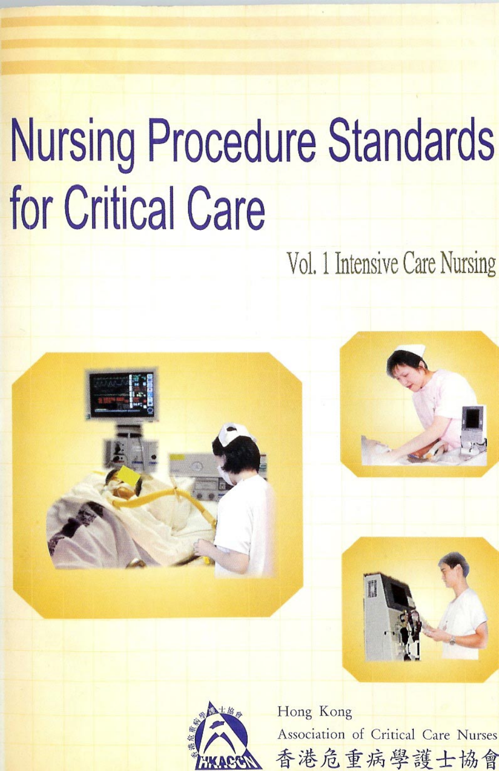# Nursing Procedure Standards for Critical Care

## Vol. 1 Intensive Care Nursing

Hong Kong Association of Critical Care Nurses

香港危重病學護士協會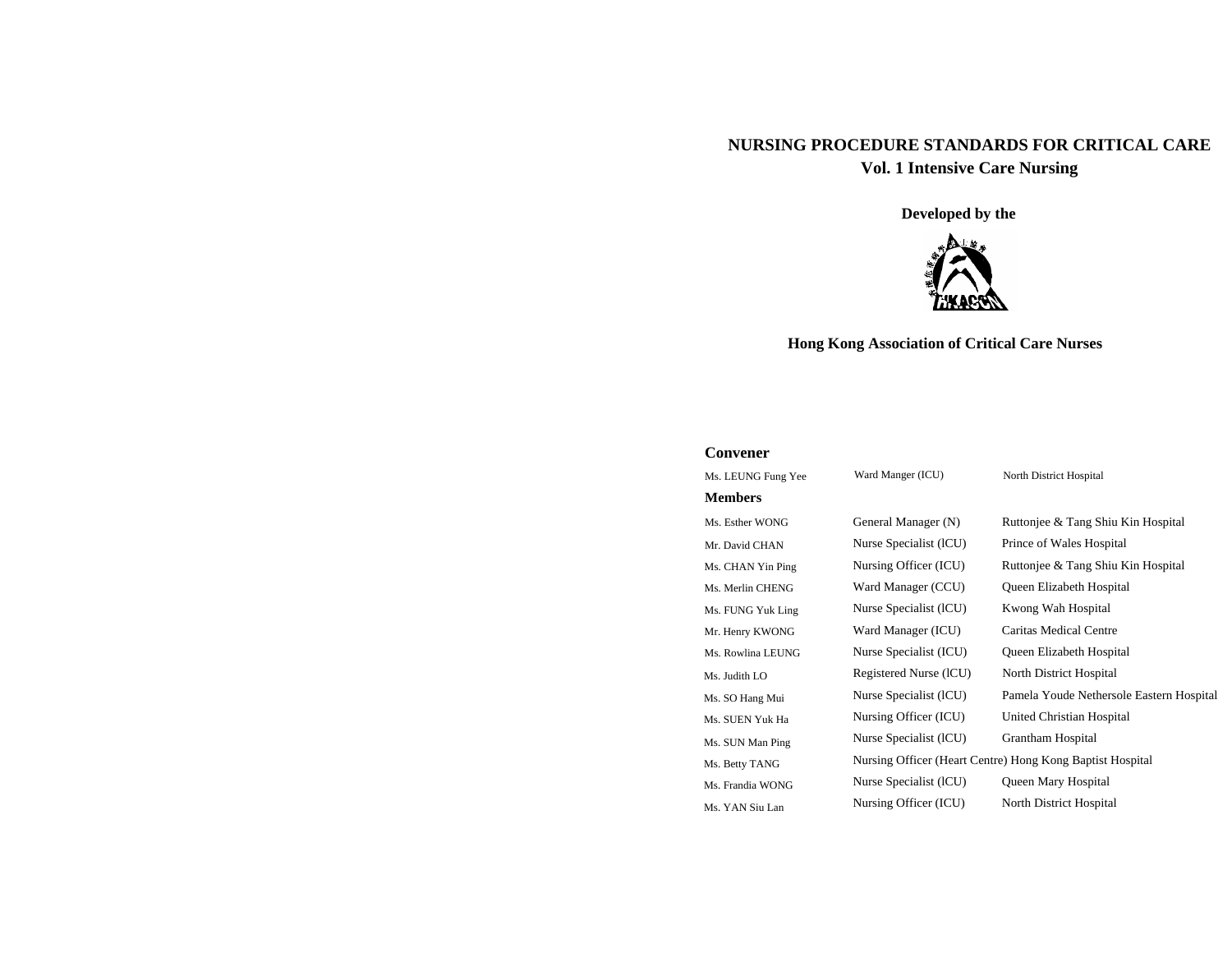# NURSING PROCEDURE STANDARDS FOR CRITICAL CARE

## Vol. 1 Intensive Care Nursing

**Developed by the**

**Hong Kong Association of Critical Care Nurses**

### Convener

| | | |
|---|---|---|
| Ms. LEUNG Fung Yee | Ward Manger (ICU) | North District Hospital |

### Members

| | | |
|---|---|---|
| Ms. Esther WONG | General Manager (N) | Ruttonjee & Tang Shiu Kin Hospital |
| Mr. David CHAN | Nurse Specialist (lCU) | Prince of Wales Hospital |
| Ms. CHAN Yin Ping | Nursing Officer (ICU) | Ruttonjee & Tang Shiu Kin Hospital |
| Ms. Merlin CHENG | Ward Manager (CCU) | Queen Elizabeth Hospital |
| Ms. FUNG Yuk Ling | Nurse Specialist (lCU) | Kwong Wah Hospital |
| Mr. Henry KWONG | Ward Manager (ICU) | Caritas Medical Centre |
| Ms. Rowlina LEUNG | Nurse Specialist (ICU) | Queen Elizabeth Hospital |
| Ms. Judith LO | Registered Nurse (lCU) | North District Hospital |
| Ms. SO Hang Mui | Nurse Specialist (lCU) | Pamela Youde Nethersole Eastern Hospital |
| Ms. SUEN Yuk Ha | Nursing Officer (ICU) | United Christian Hospital |
| Ms. SUN Man Ping | Nurse Specialist (lCU) | Grantham Hospital |
| Ms. Betty TANG | Nursing Officer (Heart Centre) | Hong Kong Baptist Hospital |
| Ms. Frandia WONG | Nurse Specialist (lCU) | Queen Mary Hospital |
| Ms. YAN Siu Lan | Nursing Officer (ICU) | North District Hospital |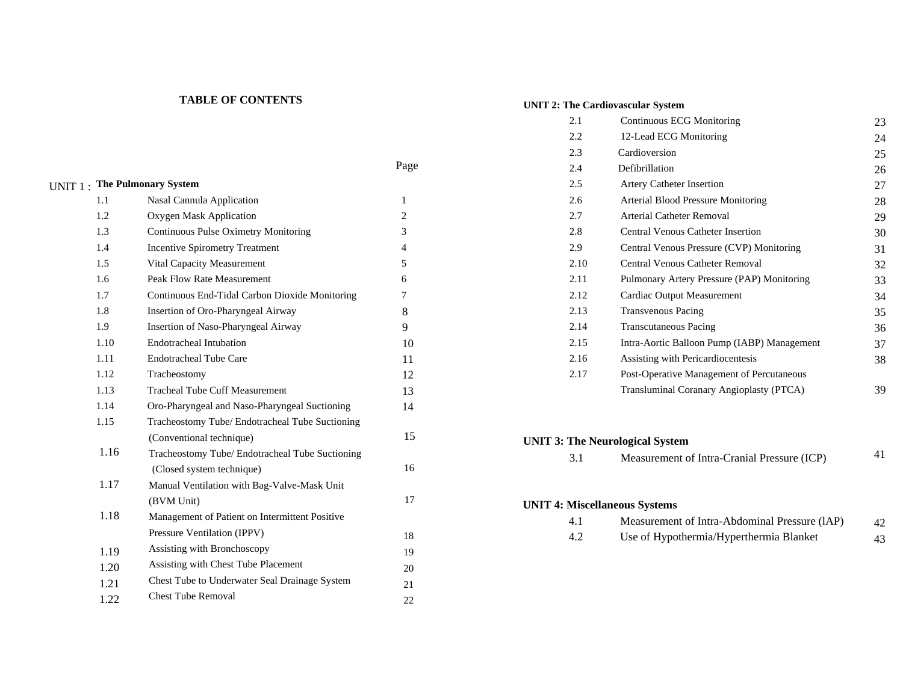# TABLE OF CONTENTS

| | | Page |
|---|---|---|
| **UNIT 1 : The Pulmonary System** | | |
| 1.1 | Nasal Cannula Application | 1 |
| 1.2 | Oxygen Mask Application | 2 |
| 1.3 | Continuous Pulse Oximetry Monitoring | 3 |
| 1.4 | Incentive Spirometry Treatment | 4 |
| 1.5 | Vital Capacity Measurement | 5 |
| 1.6 | Peak Flow Rate Measurement | 6 |
| 1.7 | Continuous End-Tidal Carbon Dioxide Monitoring | 7 |
| 1.8 | Insertion of Oro-Pharyngeal Airway | 8 |
| 1.9 | Insertion of Naso-Pharyngeal Airway | 9 |
| 1.10 | Endotracheal Intubation | 10 |
| 1.11 | Endotracheal Tube Care | 11 |
| 1.12 | Tracheostomy | 12 |
| 1.13 | Tracheal Tube Cuff Measurement | 13 |
| 1.14 | Oro-Pharyngeal and Naso-Pharyngeal Suctioning | 14 |
| 1.15 | Tracheostomy Tube/ Endotracheal Tube Suctioning (Conventional technique) | 15 |
| 1.16 | Tracheostomy Tube/ Endotracheal Tube Suctioning (Closed system technique) | 16 |
| 1.17 | Manual Ventilation with Bag-Valve-Mask Unit (BVM Unit) | 17 |
| 1.18 | Management of Patient on Intermittent Positive Pressure Ventilation (IPPV) | 18 |
| 1.19 | Assisting with Bronchoscopy | 19 |
| 1.20 | Assisting with Chest Tube Placement | 20 |
| 1.21 | Chest Tube to Underwater Seal Drainage System | 21 |
| 1.22 | Chest Tube Removal | 22 |
| **UNIT 2: The Cardiovascular System** | | |
| 2.1 | Continuous ECG Monitoring | 23 |
| 2.2 | 12-Lead ECG Monitoring | 24 |
| 2.3 | Cardioversion | 25 |
| 2.4 | Defibrillation | 26 |
| 2.5 | Artery Catheter Insertion | 27 |
| 2.6 | Arterial Blood Pressure Monitoring | 28 |
| 2.7 | Arterial Catheter Removal | 29 |
| 2.8 | Central Venous Catheter Insertion | 30 |
| 2.9 | Central Venous Pressure (CVP) Monitoring | 31 |
| 2.10 | Central Venous Catheter Removal | 32 |
| 2.11 | Pulmonary Artery Pressure (PAP) Monitoring | 33 |
| 2.12 | Cardiac Output Measurement | 34 |
| 2.13 | Transvenous Pacing | 35 |
| 2.14 | Transcutaneous Pacing | 36 |
| 2.15 | Intra-Aortic Balloon Pump (IABP) Management | 37 |
| 2.16 | Assisting with Pericardiocentesis | 38 |
| 2.17 | Post-Operative Management of Percutaneous Transluminal Coranary Angioplasty (PTCA) | 39 |
| **UNIT 3: The Neurological System** | | |
| 3.1 | Measurement of Intra-Cranial Pressure (ICP) | 41 |
| **UNIT 4: Miscellaneous Systems** | | |
| 4.1 | Measurement of Intra-Abdominal Pressure (lAP) | 42 |
| 4.2 | Use of Hypothermia/Hyperthermia Blanket | 43 |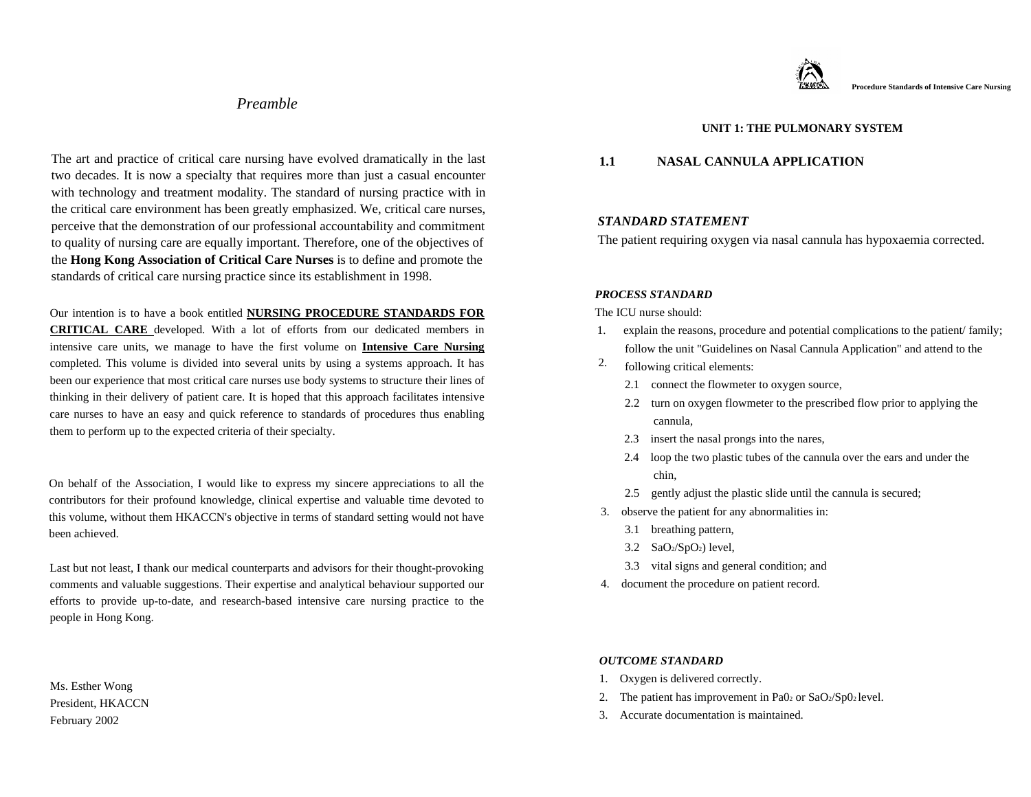# *Preamble*

The art and practice of critical care nursing have evolved dramatically in the last two decades. It is now a specialty that requires more than just a casual encounter with technology and treatment modality. The standard of nursing practice with in the critical care environment has been greatly emphasized. We, critical care nurses, perceive that the demonstration of our professional accountability and commitment to quality of nursing care are equally important. Therefore, one of the objectives of the **Hong Kong Association of Critical Care Nurses** is to define and promote the standards of critical care nursing practice since its establishment in 1998.

Our intention is to have a book entitled **NURSING PROCEDURE STANDARDS FOR CRITICAL CARE** developed. With a lot of efforts from our dedicated members in intensive care units, we manage to have the first volume on **Intensive Care Nursing** completed. This volume is divided into several units by using a systems approach. It has been our experience that most critical care nurses use body systems to structure their lines of thinking in their delivery of patient care. It is hoped that this approach facilitates intensive care nurses to have an easy and quick reference to standards of procedures thus enabling them to perform up to the expected criteria of their specialty.

On behalf of the Association, I would like to express my sincere appreciations to all the contributors for their profound knowledge, clinical expertise and valuable time devoted to this volume, without them HKACCN's objective in terms of standard setting would not have been achieved.

Last but not least, I thank our medical counterparts and advisors for their thought-provoking comments and valuable suggestions. Their expertise and analytical behaviour supported our efforts to provide up-to-date, and research-based intensive care nursing practice to the people in Hong Kong.

Ms. Esther Wong
President, HKACCN
February 2002

## UNIT 1: THE PULMONARY SYSTEM

### 1.1 NASAL CANNULA APPLICATION

***STANDARD STATEMENT***

The patient requiring oxygen via nasal cannula has hypoxaemia corrected.

***PROCESS STANDARD***

The ICU nurse should:

1. explain the reasons, procedure and potential complications to the patient/ family;
2. follow the unit "Guidelines on Nasal Cannula Application" and attend to the following critical elements:
   - 2.1 connect the flowmeter to oxygen source,
   - 2.2 turn on oxygen flowmeter to the prescribed flow prior to applying the cannula,
   - 2.3 insert the nasal prongs into the nares,
   - 2.4 loop the two plastic tubes of the cannula over the ears and under the chin,
   - 2.5 gently adjust the plastic slide until the cannula is secured;
3. observe the patient for any abnormalities in:
   - 3.1 breathing pattern,
   - 3.2 $SaO_2/SpO_2$) level,
   - 3.3 vital signs and general condition; and
4. document the procedure on patient record.

***OUTCOME STANDARD***

1. Oxygen is delivered correctly.
2. The patient has improvement in $Pa0_2$ or $SaO_2/Sp0_2$ level.
3. Accurate documentation is maintained.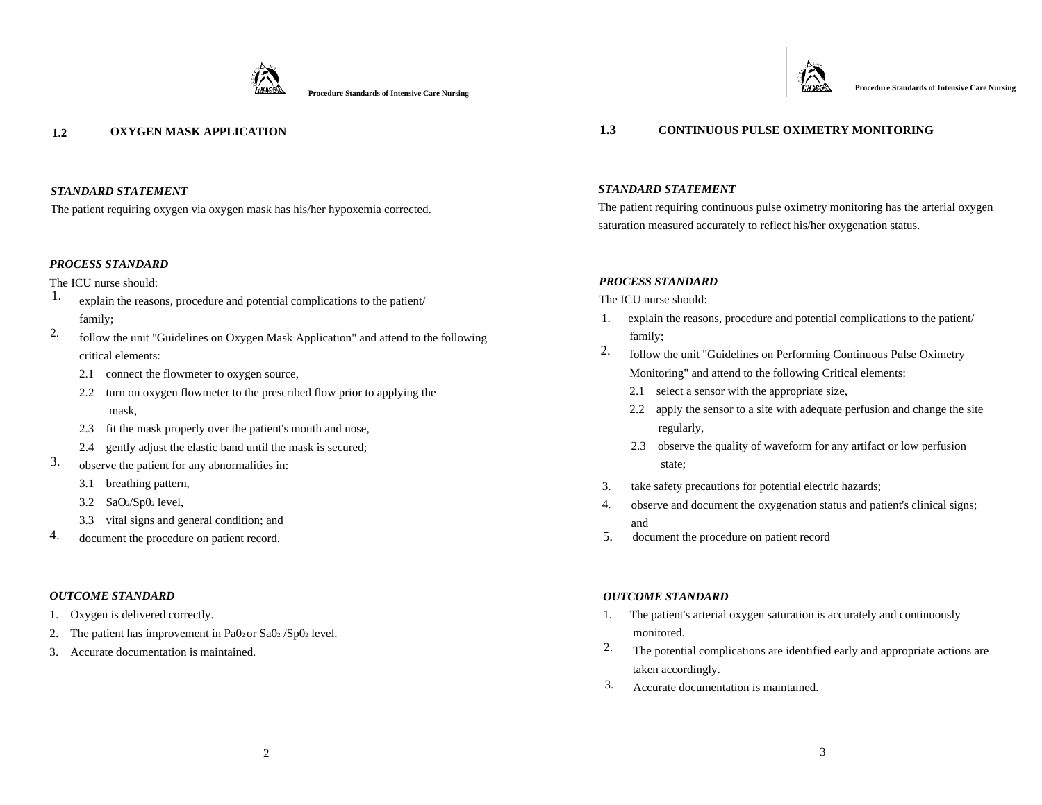## 1.2 OXYGEN MASK APPLICATION

***STANDARD STATEMENT***

The patient requiring oxygen via oxygen mask has his/her hypoxemia corrected.

***PROCESS STANDARD***

The ICU nurse should:

1. explain the reasons, procedure and potential complications to the patient/ family;
2. follow the unit "Guidelines on Oxygen Mask Application" and attend to the following critical elements:
   - 2.1 connect the flowmeter to oxygen source,
   - 2.2 turn on oxygen flowmeter to the prescribed flow prior to applying the mask,
   - 2.3 fit the mask properly over the patient's mouth and nose,
   - 2.4 gently adjust the elastic band until the mask is secured;
3. observe the patient for any abnormalities in:
   - 3.1 breathing pattern,
   - 3.2 $SaO_2$/$SpO_2$ level,
   - 3.3 vital signs and general condition; and
4. document the procedure on patient record.

***OUTCOME STANDARD***

1. Oxygen is delivered correctly.
2. The patient has improvement in $PaO_2$ or $SaO_2$ /$SpO_2$ level.
3. Accurate documentation is maintained.

## 1.3 CONTINUOUS PULSE OXIMETRY MONITORING

***STANDARD STATEMENT***

The patient requiring continuous pulse oximetry monitoring has the arterial oxygen saturation measured accurately to reflect his/her oxygenation status.

***PROCESS STANDARD***

The ICU nurse should:

1. explain the reasons, procedure and potential complications to the patient/ family;
2. follow the unit "Guidelines on Performing Continuous Pulse Oximetry Monitoring" and attend to the following Critical elements:
   - 2.1 select a sensor with the appropriate size,
   - 2.2 apply the sensor to a site with adequate perfusion and change the site regularly,
   - 2.3 observe the quality of waveform for any artifact or low perfusion state;
3. take safety precautions for potential electric hazards;
4. observe and document the oxygenation status and patient's clinical signs; and
5. document the procedure on patient record

***OUTCOME STANDARD***

1. The patient's arterial oxygen saturation is accurately and continuously monitored.
2. The potential complications are identified early and appropriate actions are taken accordingly.
3. Accurate documentation is maintained.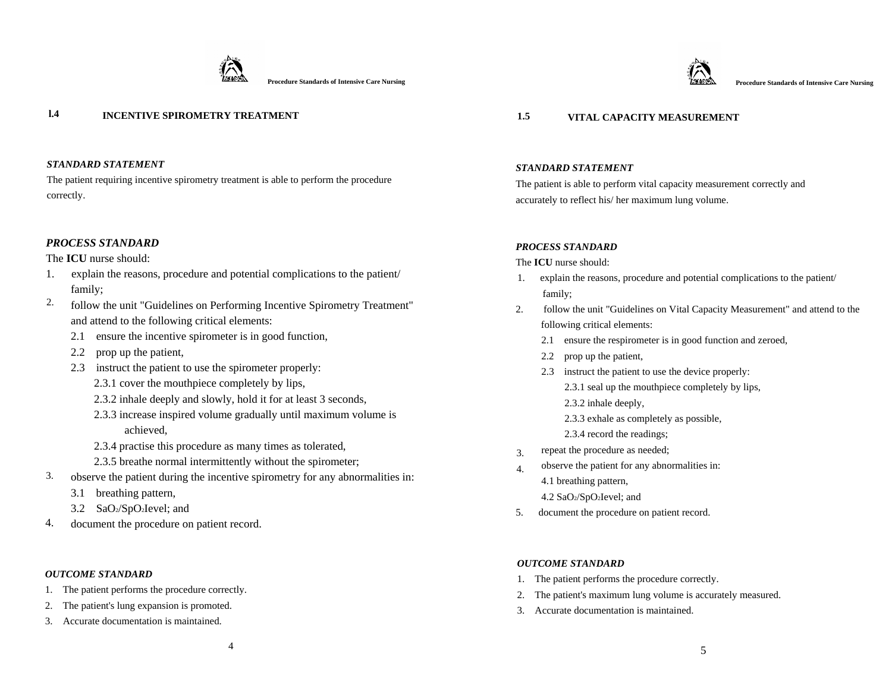## 1.4 INCENTIVE SPIROMETRY TREATMENT

***STANDARD STATEMENT***

The patient requiring incentive spirometry treatment is able to perform the procedure correctly.

***PROCESS STANDARD***

The **ICU** nurse should:

1. explain the reasons, procedure and potential complications to the patient/ family;
2. follow the unit "Guidelines on Performing Incentive Spirometry Treatment" and attend to the following critical elements:
   - 2.1 ensure the incentive spirometer is in good function,
   - 2.2 prop up the patient,
   - 2.3 instruct the patient to use the spirometer properly:
     - 2.3.1 cover the mouthpiece completely by lips,
     - 2.3.2 inhale deeply and slowly, hold it for at least 3 seconds,
     - 2.3.3 increase inspired volume gradually until maximum volume is achieved,
     - 2.3.4 practise this procedure as many times as tolerated,
     - 2.3.5 breathe normal intermittently without the spirometer;
3. observe the patient during the incentive spirometry for any abnormalities in:
   - 3.1 breathing pattern,
   - 3.2 $SaO_2$/$SpO_2$ level; and
4. document the procedure on patient record.

***OUTCOME STANDARD***

1. The patient performs the procedure correctly.
2. The patient's lung expansion is promoted.
3. Accurate documentation is maintained.

## 1.5 VITAL CAPACITY MEASUREMENT

***STANDARD STATEMENT***

The patient is able to perform vital capacity measurement correctly and accurately to reflect his/ her maximum lung volume.

***PROCESS STANDARD***

The **ICU** nurse should:

1. explain the reasons, procedure and potential complications to the patient/ family;
2. follow the unit "Guidelines on Vital Capacity Measurement" and attend to the following critical elements:
   - 2.1 ensure the respirometer is in good function and zeroed,
   - 2.2 prop up the patient,
   - 2.3 instruct the patient to use the device properly:
     - 2.3.1 seal up the mouthpiece completely by lips,
     - 2.3.2 inhale deeply,
     - 2.3.3 exhale as completely as possible,
     - 2.3.4 record the readings;
3. repeat the procedure as needed;
4. observe the patient for any abnormalities in:
   - 4.1 breathing pattern,
   - 4.2 $SaO_2$/$SpO_2$ level; and
5. document the procedure on patient record.

***OUTCOME STANDARD***

1. The patient performs the procedure correctly.
2. The patient's maximum lung volume is accurately measured.
3. Accurate documentation is maintained.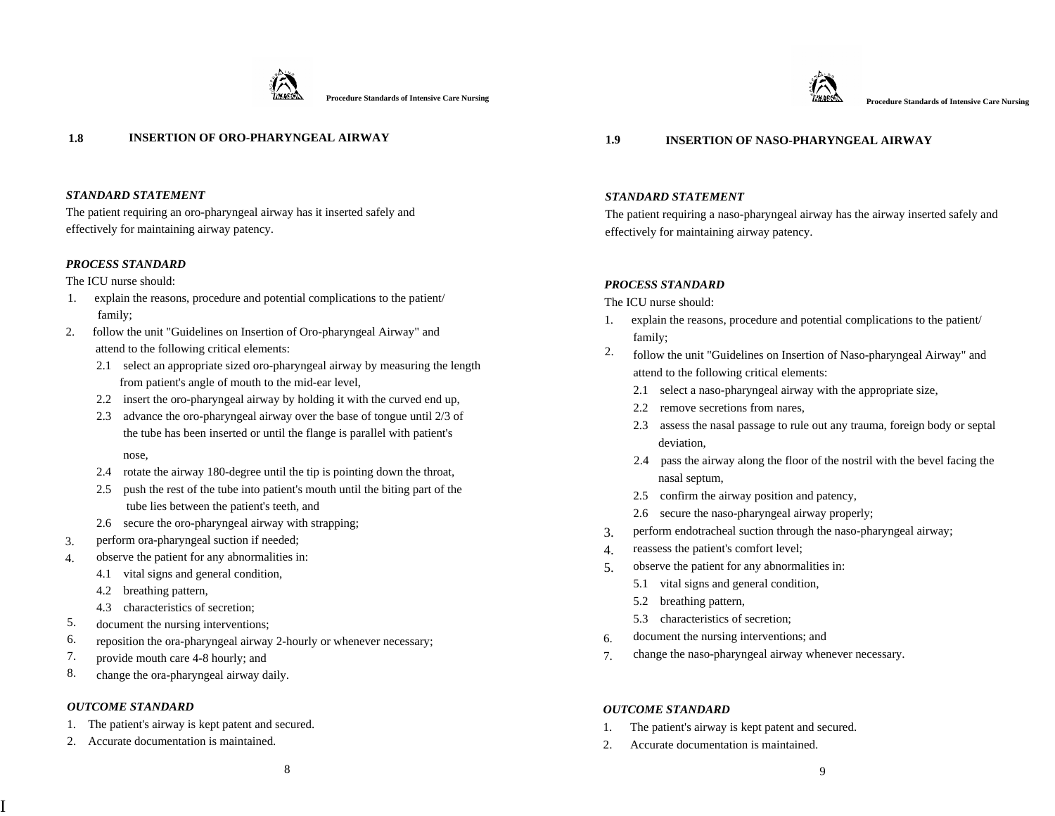## 1.8 INSERTION OF ORO-PHARYNGEAL AIRWAY

***STANDARD STATEMENT***

The patient requiring an oro-pharyngeal airway has it inserted safely and effectively for maintaining airway patency.

***PROCESS STANDARD***

The ICU nurse should:

1. explain the reasons, procedure and potential complications to the patient/ family;
2. follow the unit "Guidelines on Insertion of Oro-pharyngeal Airway" and attend to the following critical elements:
   - 2.1 select an appropriate sized oro-pharyngeal airway by measuring the length from patient's angle of mouth to the mid-ear level,
   - 2.2 insert the oro-pharyngeal airway by holding it with the curved end up,
   - 2.3 advance the oro-pharyngeal airway over the base of tongue until 2/3 of the tube has been inserted or until the flange is parallel with patient's nose,
   - 2.4 rotate the airway 180-degree until the tip is pointing down the throat,
   - 2.5 push the rest of the tube into patient's mouth until the biting part of the tube lies between the patient's teeth, and
   - 2.6 secure the oro-pharyngeal airway with strapping;
3. perform ora-pharyngeal suction if needed;
4. observe the patient for any abnormalities in:
   - 4.1 vital signs and general condition,
   - 4.2 breathing pattern,
   - 4.3 characteristics of secretion;
5. document the nursing interventions;
6. reposition the ora-pharyngeal airway 2-hourly or whenever necessary;
7. provide mouth care 4-8 hourly; and
8. change the ora-pharyngeal airway daily.

***OUTCOME STANDARD***

1. The patient's airway is kept patent and secured.
2. Accurate documentation is maintained.

## 1.9 INSERTION OF NASO-PHARYNGEAL AIRWAY

***STANDARD STATEMENT***

The patient requiring a naso-pharyngeal airway has the airway inserted safely and effectively for maintaining airway patency.

***PROCESS STANDARD***

The ICU nurse should:

1. explain the reasons, procedure and potential complications to the patient/ family;
2. follow the unit "Guidelines on Insertion of Naso-pharyngeal Airway" and attend to the following critical elements:
   - 2.1 select a naso-pharyngeal airway with the appropriate size,
   - 2.2 remove secretions from nares,
   - 2.3 assess the nasal passage to rule out any trauma, foreign body or septal deviation,
   - 2.4 pass the airway along the floor of the nostril with the bevel facing the nasal septum,
   - 2.5 confirm the airway position and patency,
   - 2.6 secure the naso-pharyngeal airway properly;
3. perform endotracheal suction through the naso-pharyngeal airway;
4. reassess the patient's comfort level;
5. observe the patient for any abnormalities in:
   - 5.1 vital signs and general condition,
   - 5.2 breathing pattern,
   - 5.3 characteristics of secretion;
6. document the nursing interventions; and
7. change the naso-pharyngeal airway whenever necessary.

***OUTCOME STANDARD***

1. The patient's airway is kept patent and secured.
2. Accurate documentation is maintained.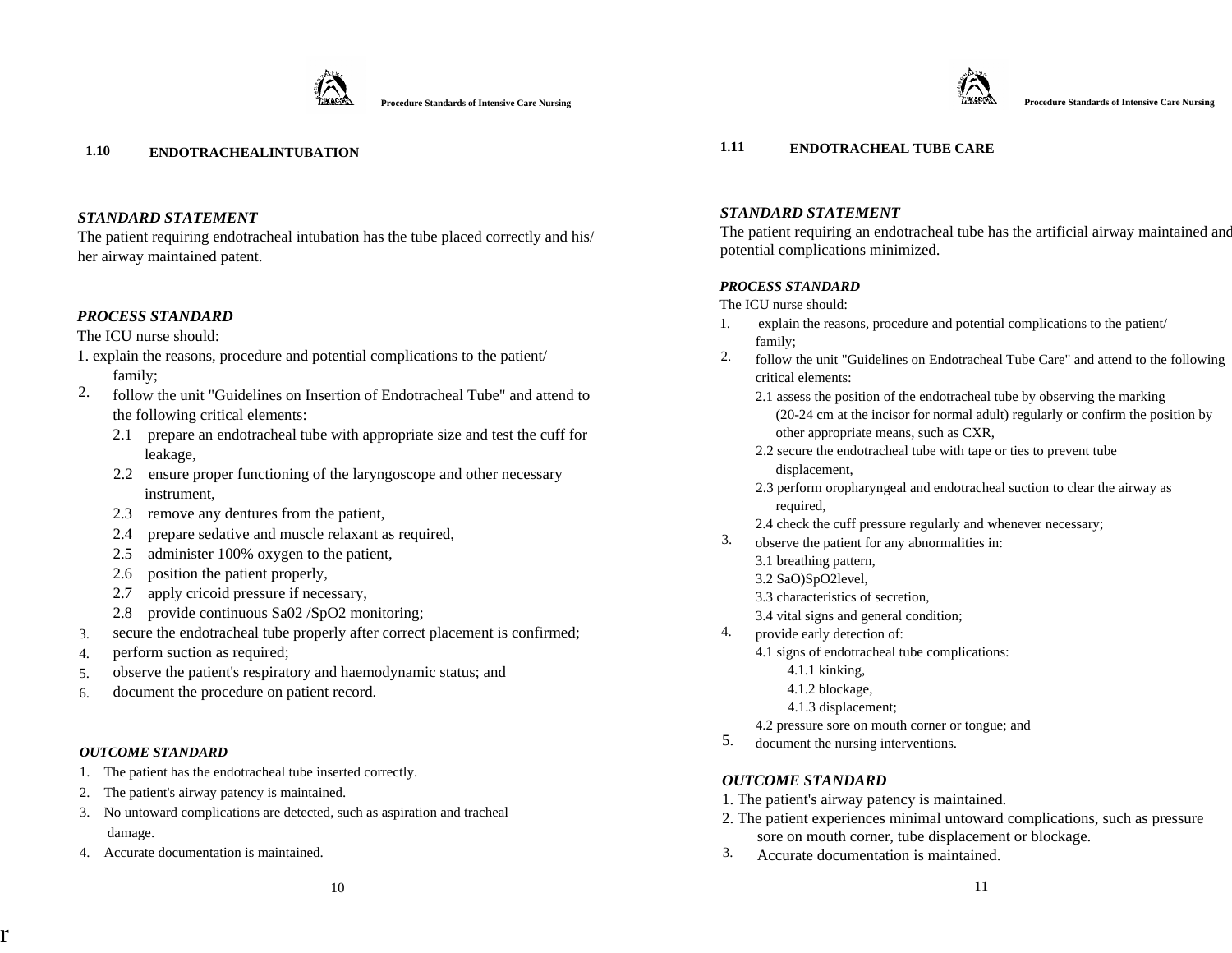## 1.10 ENDOTRACHEALINTUBATION

***STANDARD STATEMENT***

The patient requiring endotracheal intubation has the tube placed correctly and his/her airway maintained patent.

***PROCESS STANDARD***

The ICU nurse should:

1. explain the reasons, procedure and potential complications to the patient/ family;
2. follow the unit "Guidelines on Insertion of Endotracheal Tube" and attend to the following critical elements:
   - 2.1 prepare an endotracheal tube with appropriate size and test the cuff for leakage,
   - 2.2 ensure proper functioning of the laryngoscope and other necessary instrument,
   - 2.3 remove any dentures from the patient,
   - 2.4 prepare sedative and muscle relaxant as required,
   - 2.5 administer 100% oxygen to the patient,
   - 2.6 position the patient properly,
   - 2.7 apply cricoid pressure if necessary,
   - 2.8 provide continuous Sa02 /SpO2 monitoring;
3. secure the endotracheal tube properly after correct placement is confirmed;
4. perform suction as required;
5. observe the patient's respiratory and haemodynamic status; and
6. document the procedure on patient record.

***OUTCOME STANDARD***

1. The patient has the endotracheal tube inserted correctly.
2. The patient's airway patency is maintained.
3. No untoward complications are detected, such as aspiration and tracheal damage.
4. Accurate documentation is maintained.

## 1.11 ENDOTRACHEAL TUBE CARE

***STANDARD STATEMENT***

The patient requiring an endotracheal tube has the artificial airway maintained and potential complications minimized.

***PROCESS STANDARD***

The ICU nurse should:

1. explain the reasons, procedure and potential complications to the patient/ family;
2. follow the unit "Guidelines on Endotracheal Tube Care" and attend to the following critical elements:
   - 2.1 assess the position of the endotracheal tube by observing the marking (20-24 cm at the incisor for normal adult) regularly or confirm the position by other appropriate means, such as CXR,
   - 2.2 secure the endotracheal tube with tape or ties to prevent tube displacement,
   - 2.3 perform oropharyngeal and endotracheal suction to clear the airway as required,
   - 2.4 check the cuff pressure regularly and whenever necessary;
3. observe the patient for any abnormalities in:
   - 3.1 breathing pattern,
   - 3.2 SaO)SpO2level,
   - 3.3 characteristics of secretion,
   - 3.4 vital signs and general condition;
4. provide early detection of:
   - 4.1 signs of endotracheal tube complications:
     - 4.1.1 kinking,
     - 4.1.2 blockage,
     - 4.1.3 displacement;
   - 4.2 pressure sore on mouth corner or tongue; and
5. document the nursing interventions.

***OUTCOME STANDARD***

1. The patient's airway patency is maintained.
2. The patient experiences minimal untoward complications, such as pressure sore on mouth corner, tube displacement or blockage.
3. Accurate documentation is maintained.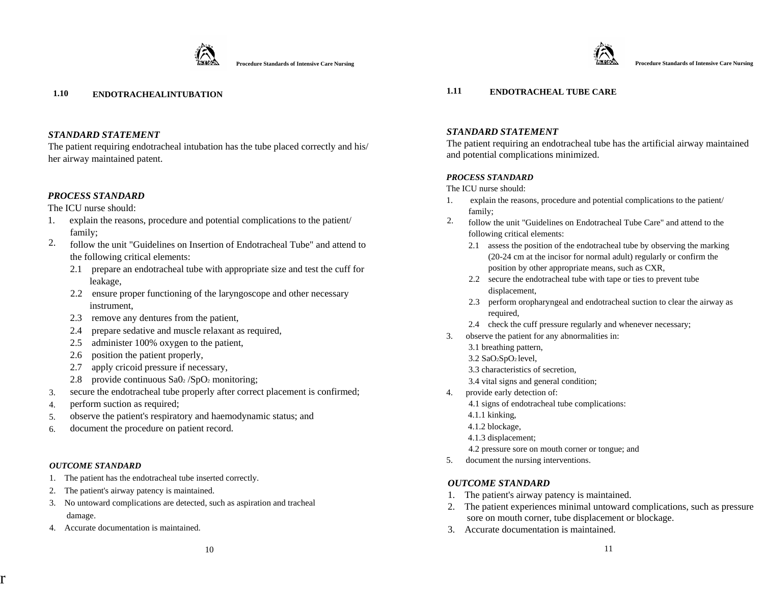## 1.10 ENDOTRACHEALINTUBATION

***STANDARD STATEMENT***

The patient requiring endotracheal intubation has the tube placed correctly and his/ her airway maintained patent.

***PROCESS STANDARD***

The ICU nurse should:

1. explain the reasons, procedure and potential complications to the patient/ family;
2. follow the unit "Guidelines on Insertion of Endotracheal Tube" and attend to the following critical elements:
   - 2.1 prepare an endotracheal tube with appropriate size and test the cuff for leakage,
   - 2.2 ensure proper functioning of the laryngoscope and other necessary instrument,
   - 2.3 remove any dentures from the patient,
   - 2.4 prepare sedative and muscle relaxant as required,
   - 2.5 administer 100% oxygen to the patient,
   - 2.6 position the patient properly,
   - 2.7 apply cricoid pressure if necessary,
   - 2.8 provide continuous $Sa0_2$ /$SpO_2$ monitoring;
3. secure the endotracheal tube properly after correct placement is confirmed;
4. perform suction as required;
5. observe the patient's respiratory and haemodynamic status; and
6. document the procedure on patient record.

***OUTCOME STANDARD***

1. The patient has the endotracheal tube inserted correctly.
2. The patient's airway patency is maintained.
3. No untoward complications are detected, such as aspiration and tracheal damage.
4. Accurate documentation is maintained.

## 1.11 ENDOTRACHEAL TUBE CARE

***STANDARD STATEMENT***

The patient requiring an endotracheal tube has the artificial airway maintained and potential complications minimized.

***PROCESS STANDARD***

The ICU nurse should:

1. explain the reasons, procedure and potential complications to the patient/ family;
2. follow the unit "Guidelines on Endotracheal Tube Care" and attend to the following critical elements:
   - 2.1 assess the position of the endotracheal tube by observing the marking (20-24 cm at the incisor for normal adult) regularly or confirm the position by other appropriate means, such as CXR,
   - 2.2 secure the endotracheal tube with tape or ties to prevent tube displacement,
   - 2.3 perform oropharyngeal and endotracheal suction to clear the airway as required,
   - 2.4 check the cuff pressure regularly and whenever necessary;
3. observe the patient for any abnormalities in:
   - 3.1 breathing pattern,
   - 3.2 $SaO_2SpO_2$ level,
   - 3.3 characteristics of secretion,
   - 3.4 vital signs and general condition;
4. provide early detection of:
   - 4.1 signs of endotracheal tube complications:
     - 4.1.1 kinking,
     - 4.1.2 blockage,
     - 4.1.3 displacement;
   - 4.2 pressure sore on mouth corner or tongue; and
5. document the nursing interventions.

***OUTCOME STANDARD***

1. The patient's airway patency is maintained.
2. The patient experiences minimal untoward complications, such as pressure sore on mouth corner, tube displacement or blockage.
3. Accurate documentation is maintained.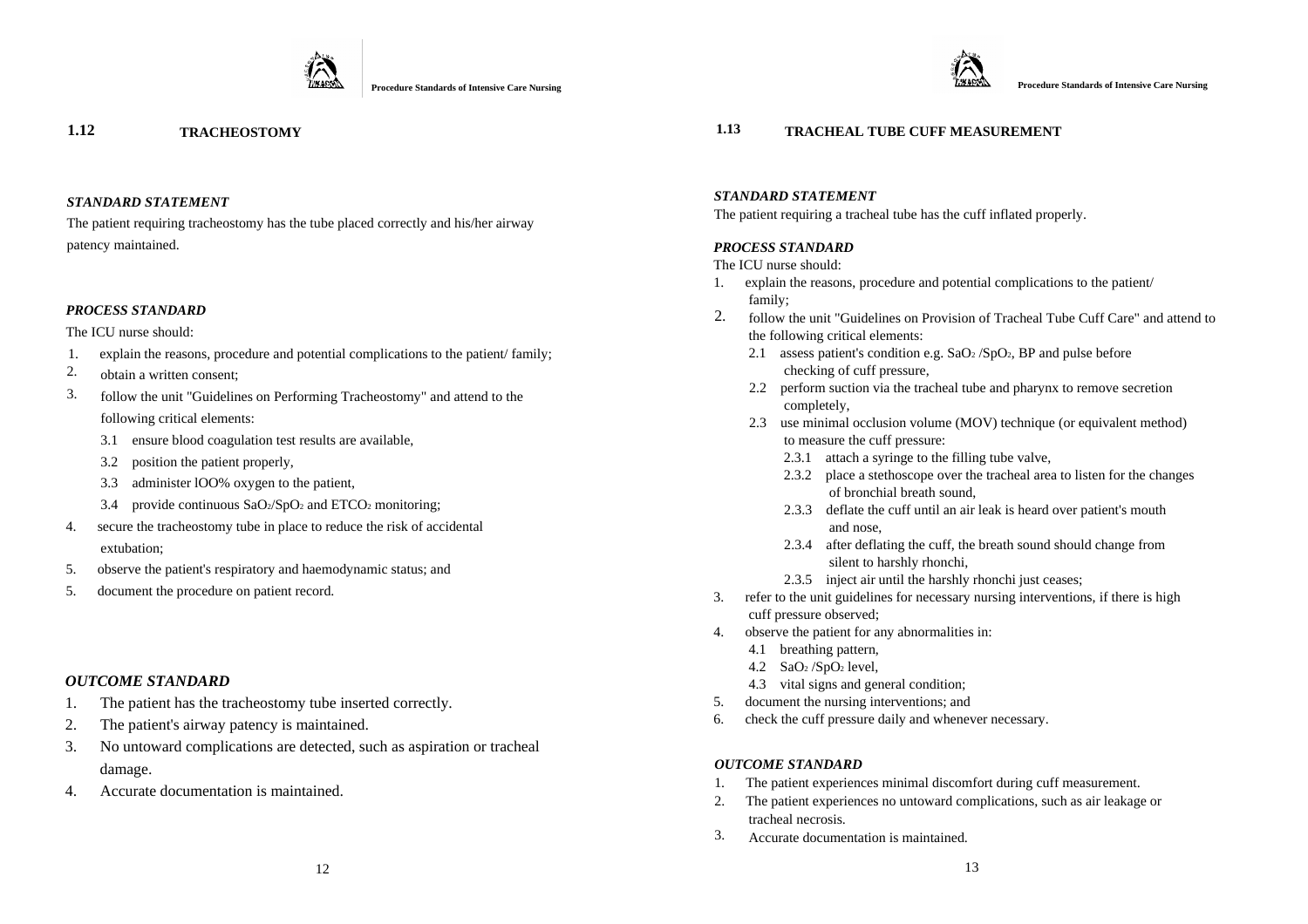## 1.12 TRACHEOSTOMY

***STANDARD STATEMENT***

The patient requiring tracheostomy has the tube placed correctly and his/her airway patency maintained.

***PROCESS STANDARD***

The ICU nurse should:

1. explain the reasons, procedure and potential complications to the patient/ family;
2. obtain a written consent;
3. follow the unit "Guidelines on Performing Tracheostomy" and attend to the following critical elements:
   - 3.1 ensure blood coagulation test results are available,
   - 3.2 position the patient properly,
   - 3.3 administer lOO% oxygen to the patient,
   - 3.4 provide continuous $SaO_2$/$SpO_2$ and $ETCO_2$ monitoring;
4. secure the tracheostomy tube in place to reduce the risk of accidental extubation;
5. observe the patient's respiratory and haemodynamic status; and
5. document the procedure on patient record.

***OUTCOME STANDARD***

1. The patient has the tracheostomy tube inserted correctly.
2. The patient's airway patency is maintained.
3. No untoward complications are detected, such as aspiration or tracheal damage.
4. Accurate documentation is maintained.

## 1.13 TRACHEAL TUBE CUFF MEASUREMENT

***STANDARD STATEMENT***

The patient requiring a tracheal tube has the cuff inflated properly.

***PROCESS STANDARD***

The ICU nurse should:

1. explain the reasons, procedure and potential complications to the patient/ family;
2. follow the unit "Guidelines on Provision of Tracheal Tube Cuff Care" and attend to the following critical elements:
   - 2.1 assess patient's condition e.g. $SaO_2$ /$SpO_2$, BP and pulse before checking of cuff pressure,
   - 2.2 perform suction via the tracheal tube and pharynx to remove secretion completely,
   - 2.3 use minimal occlusion volume (MOV) technique (or equivalent method) to measure the cuff pressure:
     - 2.3.1 attach a syringe to the filling tube valve,
     - 2.3.2 place a stethoscope over the tracheal area to listen for the changes of bronchial breath sound,
     - 2.3.3 deflate the cuff until an air leak is heard over patient's mouth and nose,
     - 2.3.4 after deflating the cuff, the breath sound should change from silent to harshly rhonchi,
     - 2.3.5 inject air until the harshly rhonchi just ceases;
3. refer to the unit guidelines for necessary nursing interventions, if there is high cuff pressure observed;
4. observe the patient for any abnormalities in:
   - 4.1 breathing pattern,
   - 4.2 $SaO_2$ /$SpO_2$ level,
   - 4.3 vital signs and general condition;
5. document the nursing interventions; and
6. check the cuff pressure daily and whenever necessary.

***OUTCOME STANDARD***

1. The patient experiences minimal discomfort during cuff measurement.
2. The patient experiences no untoward complications, such as air leakage or tracheal necrosis.
3. Accurate documentation is maintained.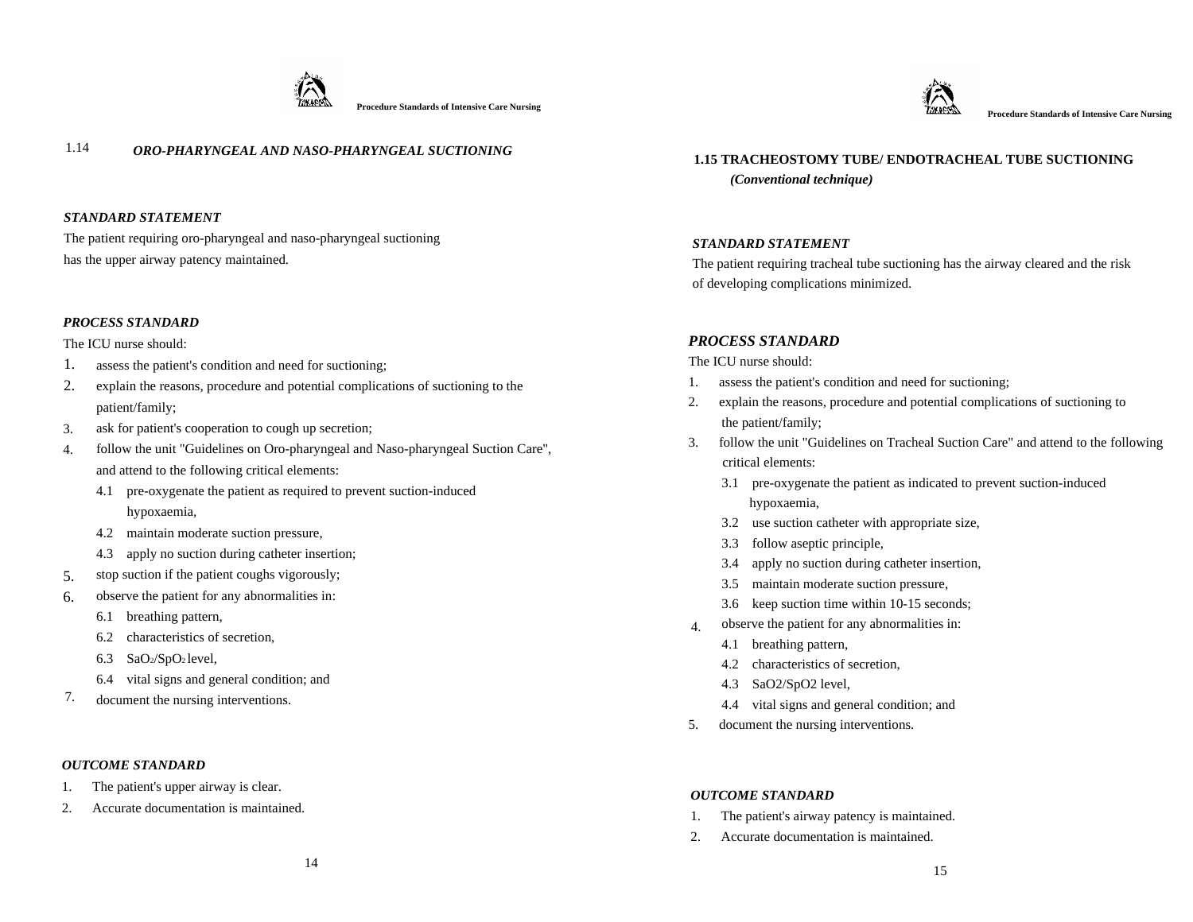## 1.14 *ORO-PHARYNGEAL AND NASO-PHARYNGEAL SUCTIONING*

***STANDARD STATEMENT***

The patient requiring oro-pharyngeal and naso-pharyngeal suctioning has the upper airway patency maintained.

***PROCESS STANDARD***

The ICU nurse should:

1. assess the patient's condition and need for suctioning;
2. explain the reasons, procedure and potential complications of suctioning to the patient/family;
3. ask for patient's cooperation to cough up secretion;
4. follow the unit "Guidelines on Oro-pharyngeal and Naso-pharyngeal Suction Care", and attend to the following critical elements:
   - 4.1 pre-oxygenate the patient as required to prevent suction-induced hypoxaemia,
   - 4.2 maintain moderate suction pressure,
   - 4.3 apply no suction during catheter insertion;
5. stop suction if the patient coughs vigorously;
6. observe the patient for any abnormalities in:
   - 6.1 breathing pattern,
   - 6.2 characteristics of secretion,
   - 6.3 $SaO_2$/$SpO_2$ level,
   - 6.4 vital signs and general condition; and
7. document the nursing interventions.

***OUTCOME STANDARD***

1. The patient's upper airway is clear.
2. Accurate documentation is maintained.

## 1.15 TRACHEOSTOMY TUBE/ ENDOTRACHEAL TUBE SUCTIONING

***(Conventional technique)***

***STANDARD STATEMENT***

The patient requiring tracheal tube suctioning has the airway cleared and the risk of developing complications minimized.

***PROCESS STANDARD***

The ICU nurse should:

1. assess the patient's condition and need for suctioning;
2. explain the reasons, procedure and potential complications of suctioning to the patient/family;
3. follow the unit "Guidelines on Tracheal Suction Care" and attend to the following critical elements:
   - 3.1 pre-oxygenate the patient as indicated to prevent suction-induced hypoxaemia,
   - 3.2 use suction catheter with appropriate size,
   - 3.3 follow aseptic principle,
   - 3.4 apply no suction during catheter insertion,
   - 3.5 maintain moderate suction pressure,
   - 3.6 keep suction time within 10-15 seconds;
4. observe the patient for any abnormalities in:
   - 4.1 breathing pattern,
   - 4.2 characteristics of secretion,
   - 4.3 $SaO_2$/$SpO_2$ level,
   - 4.4 vital signs and general condition; and
5. document the nursing interventions.

***OUTCOME STANDARD***

1. The patient's airway patency is maintained.
2. Accurate documentation is maintained.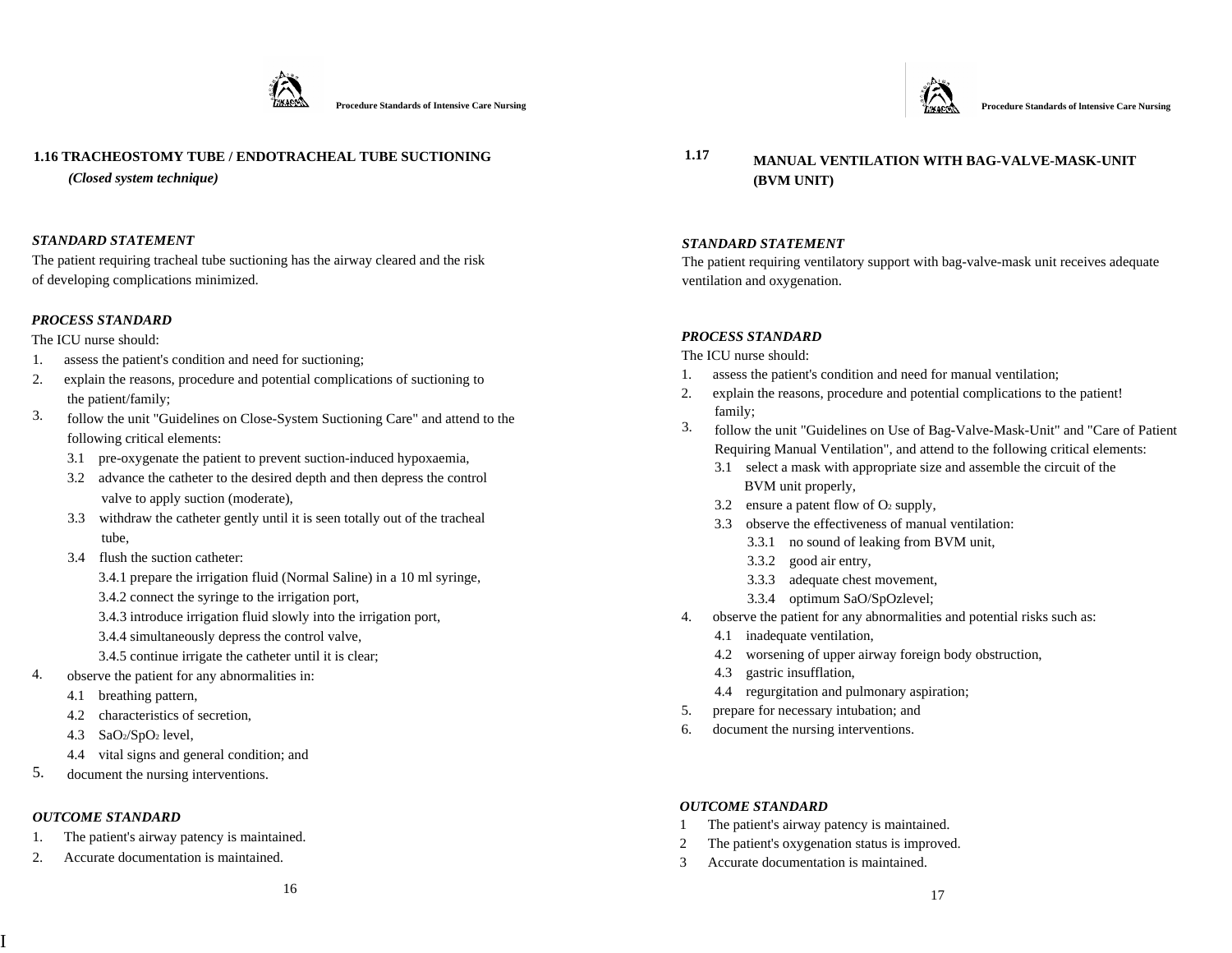## 1.16 TRACHEOSTOMY TUBE / ENDOTRACHEAL TUBE SUCTIONING

*(Closed system technique)*

***STANDARD STATEMENT***

The patient requiring tracheal tube suctioning has the airway cleared and the risk of developing complications minimized.

***PROCESS STANDARD***

The ICU nurse should:

1. assess the patient's condition and need for suctioning;
2. explain the reasons, procedure and potential complications of suctioning to the patient/family;
3. follow the unit "Guidelines on Close-System Suctioning Care" and attend to the following critical elements:
   - 3.1 pre-oxygenate the patient to prevent suction-induced hypoxaemia,
   - 3.2 advance the catheter to the desired depth and then depress the control valve to apply suction (moderate),
   - 3.3 withdraw the catheter gently until it is seen totally out of the tracheal tube,
   - 3.4 flush the suction catheter:
     - 3.4.1 prepare the irrigation fluid (Normal Saline) in a 10 ml syringe,
     - 3.4.2 connect the syringe to the irrigation port,
     - 3.4.3 introduce irrigation fluid slowly into the irrigation port,
     - 3.4.4 simultaneously depress the control valve,
     - 3.4.5 continue irrigate the catheter until it is clear;
4. observe the patient for any abnormalities in:
   - 4.1 breathing pattern,
   - 4.2 characteristics of secretion,
   - 4.3 $SaO_2/SpO_2$ level,
   - 4.4 vital signs and general condition; and
5. document the nursing interventions.

***OUTCOME STANDARD***

1. The patient's airway patency is maintained.
2. Accurate documentation is maintained.

## 1.17 MANUAL VENTILATION WITH BAG-VALVE-MASK-UNIT (BVM UNIT)

***STANDARD STATEMENT***

The patient requiring ventilatory support with bag-valve-mask unit receives adequate ventilation and oxygenation.

***PROCESS STANDARD***

The ICU nurse should:

1. assess the patient's condition and need for manual ventilation;
2. explain the reasons, procedure and potential complications to the patient! family;
3. follow the unit "Guidelines on Use of Bag-Valve-Mask-Unit" and "Care of Patient Requiring Manual Ventilation", and attend to the following critical elements:
   - 3.1 select a mask with appropriate size and assemble the circuit of the BVM unit properly,
   - 3.2 ensure a patent flow of $O_2$ supply,
   - 3.3 observe the effectiveness of manual ventilation:
     - 3.3.1 no sound of leaking from BVM unit,
     - 3.3.2 good air entry,
     - 3.3.3 adequate chest movement,
     - 3.3.4 optimum SaO/SpOzlevel;
4. observe the patient for any abnormalities and potential risks such as:
   - 4.1 inadequate ventilation,
   - 4.2 worsening of upper airway foreign body obstruction,
   - 4.3 gastric insufflation,
   - 4.4 regurgitation and pulmonary aspiration;
5. prepare for necessary intubation; and
6. document the nursing interventions.

***OUTCOME STANDARD***

1. The patient's airway patency is maintained.
2. The patient's oxygenation status is improved.
3. Accurate documentation is maintained.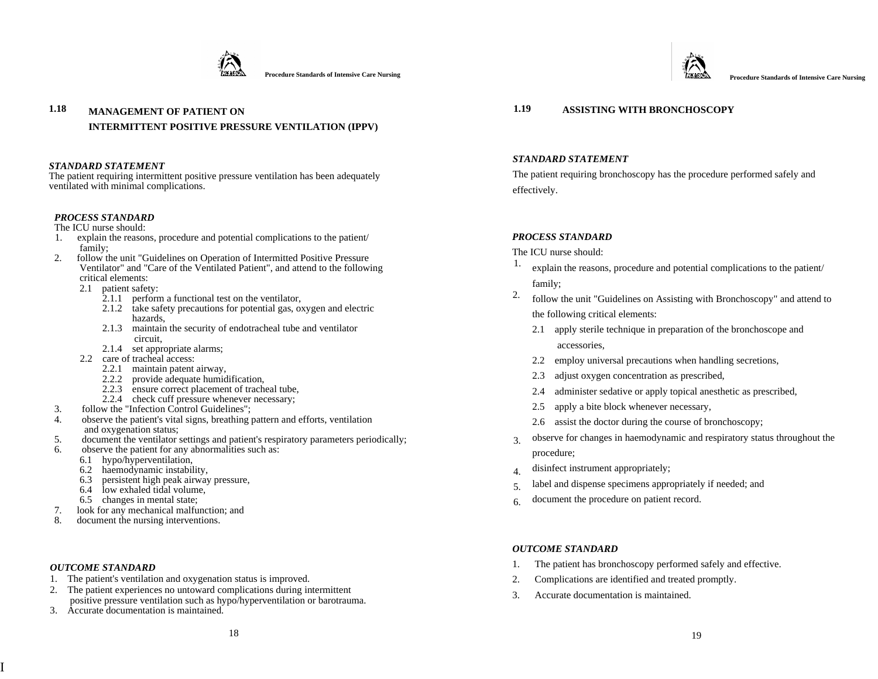## 1.18 MANAGEMENT OF PATIENT ON INTERMITTENT POSITIVE PRESSURE VENTILATION (IPPV)

***STANDARD STATEMENT***

The patient requiring intermittent positive pressure ventilation has been adequately ventilated with minimal complications.

***PROCESS STANDARD***

The ICU nurse should:

1. explain the reasons, procedure and potential complications to the patient/ family;
2. follow the unit "Guidelines on Operation of Intermitted Positive Pressure Ventilator" and "Care of the Ventilated Patient", and attend to the following critical elements:
   - 2.1 patient safety:
     - 2.1.1 perform a functional test on the ventilator,
     - 2.1.2 take safety precautions for potential gas, oxygen and electric hazards,
     - 2.1.3 maintain the security of endotracheal tube and ventilator circuit,
     - 2.1.4 set appropriate alarms;
   - 2.2 care of tracheal access:
     - 2.2.1 maintain patent airway,
     - 2.2.2 provide adequate humidification,
     - 2.2.3 ensure correct placement of tracheal tube,
     - 2.2.4 check cuff pressure whenever necessary;
3. follow the "Infection Control Guidelines";
4. observe the patient's vital signs, breathing pattern and efforts, ventilation and oxygenation status;
5. document the ventilator settings and patient's respiratory parameters periodically;
6. observe the patient for any abnormalities such as:
   - 6.1 hypo/hyperventilation,
   - 6.2 haemodynamic instability,
   - 6.3 persistent high peak airway pressure,
   - 6.4 low exhaled tidal volume,
   - 6.5 changes in mental state;
7. look for any mechanical malfunction; and
8. document the nursing interventions.

***OUTCOME STANDARD***

1. The patient's ventilation and oxygenation status is improved.
2. The patient experiences no untoward complications during intermittent positive pressure ventilation such as hypo/hyperventilation or barotrauma.
3. Accurate documentation is maintained.

## 1.19 ASSISTING WITH BRONCHOSCOPY

***STANDARD STATEMENT***

The patient requiring bronchoscopy has the procedure performed safely and effectively.

***PROCESS STANDARD***

The ICU nurse should:

1. explain the reasons, procedure and potential complications to the patient/ family;
2. follow the unit "Guidelines on Assisting with Bronchoscopy" and attend to the following critical elements:
   - 2.1 apply sterile technique in preparation of the bronchoscope and accessories,
   - 2.2 employ universal precautions when handling secretions,
   - 2.3 adjust oxygen concentration as prescribed,
   - 2.4 administer sedative or apply topical anesthetic as prescribed,
   - 2.5 apply a bite block whenever necessary,
   - 2.6 assist the doctor during the course of bronchoscopy;
3. observe for changes in haemodynamic and respiratory status throughout the procedure;
4. disinfect instrument appropriately;
5. label and dispense specimens appropriately if needed; and
6. document the procedure on patient record.

***OUTCOME STANDARD***

1. The patient has bronchoscopy performed safely and effective.
2. Complications are identified and treated promptly.
3. Accurate documentation is maintained.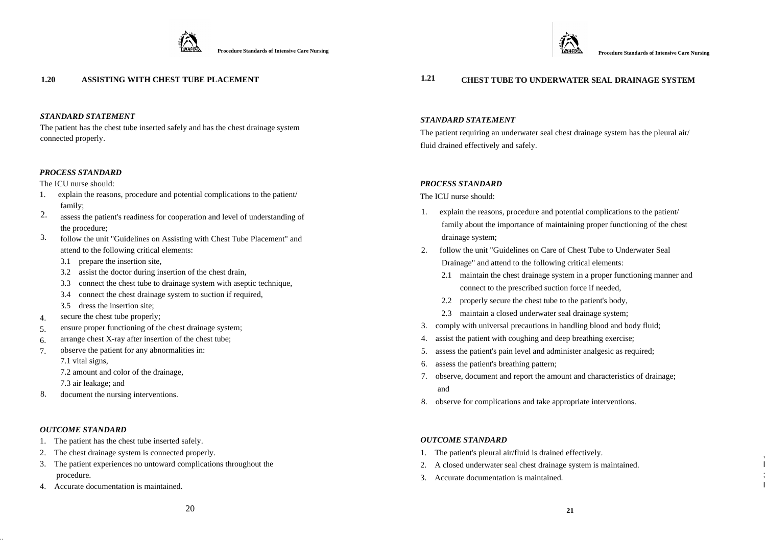## 1.20 ASSISTING WITH CHEST TUBE PLACEMENT

***STANDARD STATEMENT***

The patient has the chest tube inserted safely and has the chest drainage system connected properly.

***PROCESS STANDARD***

The ICU nurse should:

1. explain the reasons, procedure and potential complications to the patient/ family;
2. assess the patient's readiness for cooperation and level of understanding of the procedure;
3. follow the unit "Guidelines on Assisting with Chest Tube Placement" and attend to the following critical elements:
   - 3.1 prepare the insertion site,
   - 3.2 assist the doctor during insertion of the chest drain,
   - 3.3 connect the chest tube to drainage system with aseptic technique,
   - 3.4 connect the chest drainage system to suction if required,
   - 3.5 dress the insertion site;
4. secure the chest tube properly;
5. ensure proper functioning of the chest drainage system;
6. arrange chest X-ray after insertion of the chest tube;
7. observe the patient for any abnormalities in:
   - 7.1 vital signs,
   - 7.2 amount and color of the drainage,
   - 7.3 air leakage; and
8. document the nursing interventions.

***OUTCOME STANDARD***

1. The patient has the chest tube inserted safely.
2. The chest drainage system is connected properly.
3. The patient experiences no untoward complications throughout the procedure.
4. Accurate documentation is maintained.

## 1.21 CHEST TUBE TO UNDERWATER SEAL DRAINAGE SYSTEM

***STANDARD STATEMENT***

The patient requiring an underwater seal chest drainage system has the pleural air/ fluid drained effectively and safely.

***PROCESS STANDARD***

The ICU nurse should:

1. explain the reasons, procedure and potential complications to the patient/ family about the importance of maintaining proper functioning of the chest drainage system;
2. follow the unit "Guidelines on Care of Chest Tube to Underwater Seal Drainage" and attend to the following critical elements:
   - 2.1 maintain the chest drainage system in a proper functioning manner and connect to the prescribed suction force if needed,
   - 2.2 properly secure the chest tube to the patient's body,
   - 2.3 maintain a closed underwater seal drainage system;
3. comply with universal precautions in handling blood and body fluid;
4. assist the patient with coughing and deep breathing exercise;
5. assess the patient's pain level and administer analgesic as required;
6. assess the patient's breathing pattern;
7. observe, document and report the amount and characteristics of drainage; and
8. observe for complications and take appropriate interventions.

***OUTCOME STANDARD***

1. The patient's pleural air/fluid is drained effectively.
2. A closed underwater seal chest drainage system is maintained.
3. Accurate documentation is maintained.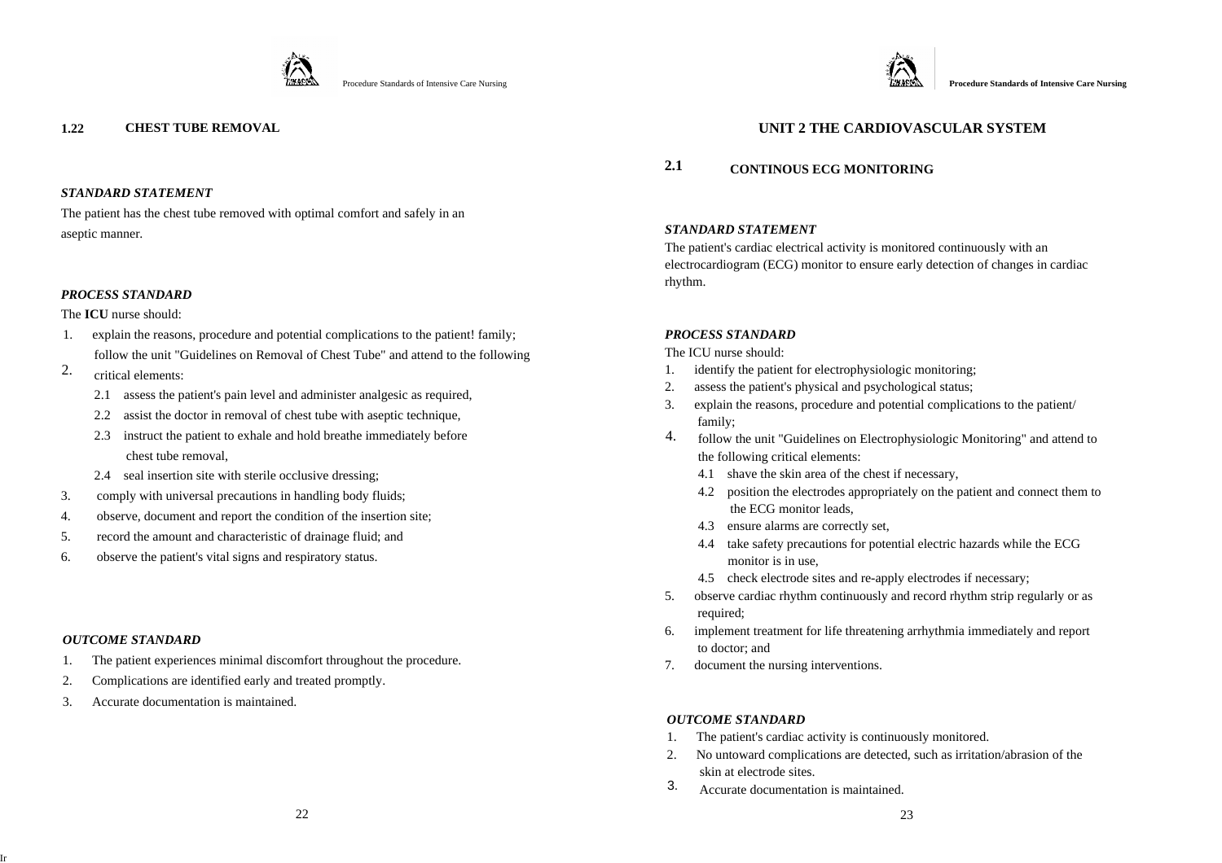## 1.22 CHEST TUBE REMOVAL

### *STANDARD STATEMENT*

The patient has the chest tube removed with optimal comfort and safely in an aseptic manner.

### *PROCESS STANDARD*

The **ICU** nurse should:

1. explain the reasons, procedure and potential complications to the patient! family;
2. follow the unit "Guidelines on Removal of Chest Tube" and attend to the following critical elements:
   - 2.1 assess the patient's pain level and administer analgesic as required,
   - 2.2 assist the doctor in removal of chest tube with aseptic technique,
   - 2.3 instruct the patient to exhale and hold breathe immediately before chest tube removal,
   - 2.4 seal insertion site with sterile occlusive dressing;
3. comply with universal precautions in handling body fluids;
4. observe, document and report the condition of the insertion site;
5. record the amount and characteristic of drainage fluid; and
6. observe the patient's vital signs and respiratory status.

### *OUTCOME STANDARD*

1. The patient experiences minimal discomfort throughout the procedure.
2. Complications are identified early and treated promptly.
3. Accurate documentation is maintained.

# UNIT 2 THE CARDIOVASCULAR SYSTEM

## 2.1 CONTINOUS ECG MONITORING

### *STANDARD STATEMENT*

The patient's cardiac electrical activity is monitored continuously with an electrocardiogram (ECG) monitor to ensure early detection of changes in cardiac rhythm.

### *PROCESS STANDARD*

The ICU nurse should:

1. identify the patient for electrophysiologic monitoring;
2. assess the patient's physical and psychological status;
3. explain the reasons, procedure and potential complications to the patient/ family;
4. follow the unit "Guidelines on Electrophysiologic Monitoring" and attend to the following critical elements:
   - 4.1 shave the skin area of the chest if necessary,
   - 4.2 position the electrodes appropriately on the patient and connect them to the ECG monitor leads,
   - 4.3 ensure alarms are correctly set,
   - 4.4 take safety precautions for potential electric hazards while the ECG monitor is in use,
   - 4.5 check electrode sites and re-apply electrodes if necessary;
5. observe cardiac rhythm continuously and record rhythm strip regularly or as required;
6. implement treatment for life threatening arrhythmia immediately and report to doctor; and
7. document the nursing interventions.

### *OUTCOME STANDARD*

1. The patient's cardiac activity is continuously monitored.
2. No untoward complications are detected, such as irritation/abrasion of the skin at electrode sites.
3. Accurate documentation is maintained.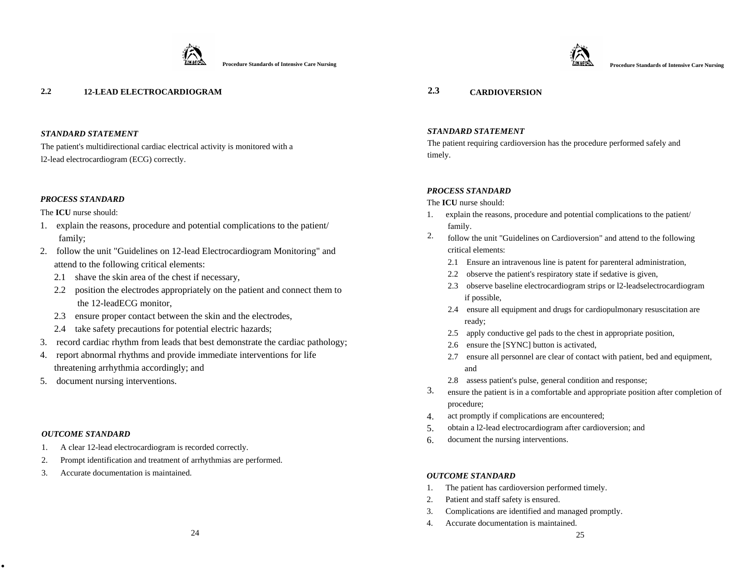## 2.2 12-LEAD ELECTROCARDIOGRAM

***STANDARD STATEMENT***

The patient's multidirectional cardiac electrical activity is monitored with a l2-lead electrocardiogram (ECG) correctly.

***PROCESS STANDARD***

The **ICU** nurse should:

1. explain the reasons, procedure and potential complications to the patient/ family;
2. follow the unit "Guidelines on 12-lead Electrocardiogram Monitoring" and attend to the following critical elements:
   - 2.1 shave the skin area of the chest if necessary,
   - 2.2 position the electrodes appropriately on the patient and connect them to the 12-leadECG monitor,
   - 2.3 ensure proper contact between the skin and the electrodes,
   - 2.4 take safety precautions for potential electric hazards;
3. record cardiac rhythm from leads that best demonstrate the cardiac pathology;
4. report abnormal rhythms and provide immediate interventions for life threatening arrhythmia accordingly; and
5. document nursing interventions.

***OUTCOME STANDARD***

1. A clear 12-lead electrocardiogram is recorded correctly.
2. Prompt identification and treatment of arrhythmias are performed.
3. Accurate documentation is maintained.

## 2.3 CARDIOVERSION

***STANDARD STATEMENT***

The patient requiring cardioversion has the procedure performed safely and timely.

***PROCESS STANDARD***

The **ICU** nurse should:

1. explain the reasons, procedure and potential complications to the patient/ family.
2. follow the unit "Guidelines on Cardioversion" and attend to the following critical elements:
   - 2.1 Ensure an intravenous line is patent for parenteral administration,
   - 2.2 observe the patient's respiratory state if sedative is given,
   - 2.3 observe baseline electrocardiogram strips or l2-leadselectrocardiogram if possible,
   - 2.4 ensure all equipment and drugs for cardiopulmonary resuscitation are ready;
   - 2.5 apply conductive gel pads to the chest in appropriate position,
   - 2.6 ensure the [SYNC] button is activated,
   - 2.7 ensure all personnel are clear of contact with patient, bed and equipment, and
   - 2.8 assess patient's pulse, general condition and response;
3. ensure the patient is in a comfortable and appropriate position after completion of procedure;
4. act promptly if complications are encountered;
5. obtain a l2-lead electrocardiogram after cardioversion; and
6. document the nursing interventions.

***OUTCOME STANDARD***

1. The patient has cardioversion performed timely.
2. Patient and staff safety is ensured.
3. Complications are identified and managed promptly.
4. Accurate documentation is maintained.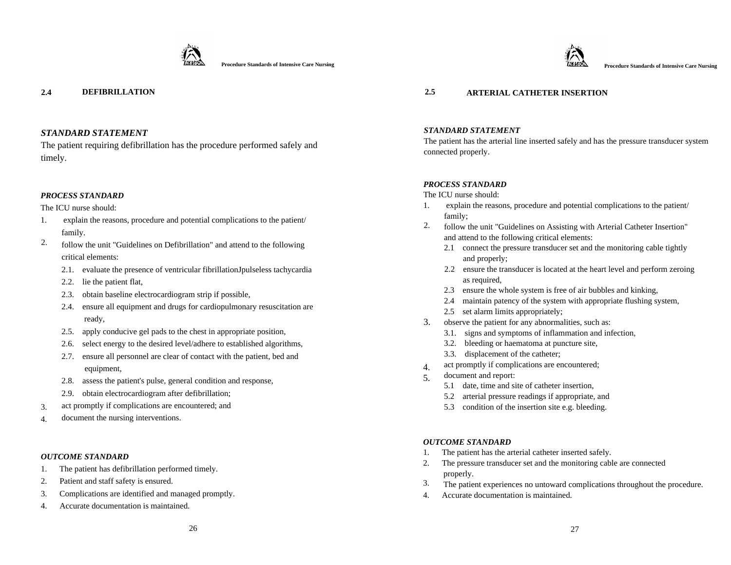## 2.4 DEFIBRILLATION

***STANDARD STATEMENT***

The patient requiring defibrillation has the procedure performed safely and timely.

***PROCESS STANDARD***

The ICU nurse should:

1. explain the reasons, procedure and potential complications to the patient/ family.
2. follow the unit "Guidelines on Defibrillation" and attend to the following critical elements:
   - 2.1. evaluate the presence of ventricular fibrillationJpulseless tachycardia
   - 2.2. lie the patient flat,
   - 2.3. obtain baseline electrocardiogram strip if possible,
   - 2.4. ensure all equipment and drugs for cardiopulmonary resuscitation are ready,
   - 2.5. apply conducive gel pads to the chest in appropriate position,
   - 2.6. select energy to the desired level/adhere to established algorithms,
   - 2.7. ensure all personnel are clear of contact with the patient, bed and equipment,
   - 2.8. assess the patient's pulse, general condition and response,
   - 2.9. obtain electrocardiogram after defibrillation;
3. act promptly if complications are encountered; and
4. document the nursing interventions.

***OUTCOME STANDARD***

1. The patient has defibrillation performed timely.
2. Patient and staff safety is ensured.
3. Complications are identified and managed promptly.
4. Accurate documentation is maintained.

## 2.5 ARTERIAL CATHETER INSERTION

***STANDARD STATEMENT***

The patient has the arterial line inserted safely and has the pressure transducer system connected properly.

***PROCESS STANDARD***

The ICU nurse should:

1. explain the reasons, procedure and potential complications to the patient/ family;
2. follow the unit "Guidelines on Assisting with Arterial Catheter Insertion" and attend to the following critical elements:
   - 2.1 connect the pressure transducer set and the monitoring cable tightly and properly;
   - 2.2 ensure the transducer is located at the heart level and perform zeroing as required,
   - 2.3 ensure the whole system is free of air bubbles and kinking,
   - 2.4 maintain patency of the system with appropriate flushing system,
   - 2.5 set alarm limits appropriately;
3. observe the patient for any abnormalities, such as:
   - 3.1. signs and symptoms of inflammation and infection,
   - 3.2. bleeding or haematoma at puncture site,
   - 3.3. displacement of the catheter;
4. act promptly if complications are encountered;
5. document and report:
   - 5.1 date, time and site of catheter insertion,
   - 5.2 arterial pressure readings if appropriate, and
   - 5.3 condition of the insertion site e.g. bleeding.

***OUTCOME STANDARD***

1. The patient has the arterial catheter inserted safely.
2. The pressure transducer set and the monitoring cable are connected properly.
3. The patient experiences no untoward complications throughout the procedure.
4. Accurate documentation is maintained.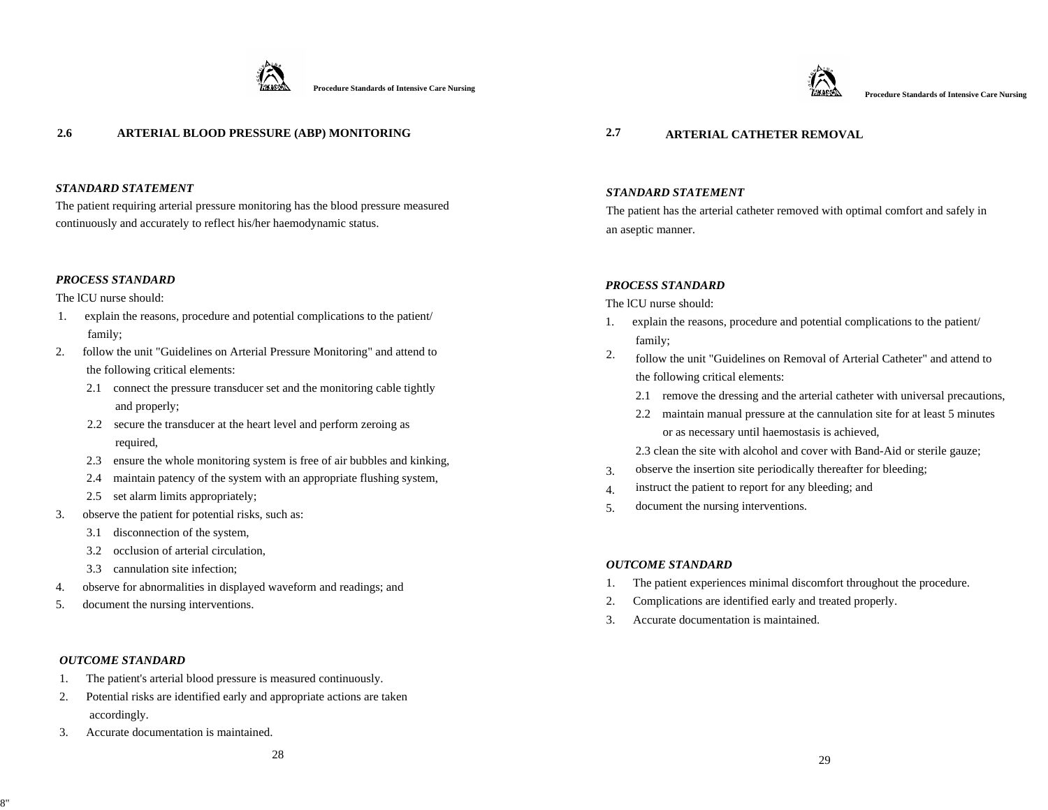## 2.6 ARTERIAL BLOOD PRESSURE (ABP) MONITORING

***STANDARD STATEMENT***

The patient requiring arterial pressure monitoring has the blood pressure measured continuously and accurately to reflect his/her haemodynamic status.

***PROCESS STANDARD***

The lCU nurse should:

1. explain the reasons, procedure and potential complications to the patient/ family;
2. follow the unit "Guidelines on Arterial Pressure Monitoring" and attend to the following critical elements:
   - 2.1 connect the pressure transducer set and the monitoring cable tightly and properly;
   - 2.2 secure the transducer at the heart level and perform zeroing as required,
   - 2.3 ensure the whole monitoring system is free of air bubbles and kinking,
   - 2.4 maintain patency of the system with an appropriate flushing system,
   - 2.5 set alarm limits appropriately;
3. observe the patient for potential risks, such as:
   - 3.1 disconnection of the system,
   - 3.2 occlusion of arterial circulation,
   - 3.3 cannulation site infection;
4. observe for abnormalities in displayed waveform and readings; and
5. document the nursing interventions.

***OUTCOME STANDARD***

1. The patient's arterial blood pressure is measured continuously.
2. Potential risks are identified early and appropriate actions are taken accordingly.
3. Accurate documentation is maintained.

## 2.7 ARTERIAL CATHETER REMOVAL

***STANDARD STATEMENT***

The patient has the arterial catheter removed with optimal comfort and safely in an aseptic manner.

***PROCESS STANDARD***

The lCU nurse should:

1. explain the reasons, procedure and potential complications to the patient/ family;
2. follow the unit "Guidelines on Removal of Arterial Catheter" and attend to the following critical elements:
   - 2.1 remove the dressing and the arterial catheter with universal precautions,
   - 2.2 maintain manual pressure at the cannulation site for at least 5 minutes or as necessary until haemostasis is achieved,
   - 2.3 clean the site with alcohol and cover with Band-Aid or sterile gauze;
3. observe the insertion site periodically thereafter for bleeding;
4. instruct the patient to report for any bleeding; and
5. document the nursing interventions.

***OUTCOME STANDARD***

1. The patient experiences minimal discomfort throughout the procedure.
2. Complications are identified early and treated properly.
3. Accurate documentation is maintained.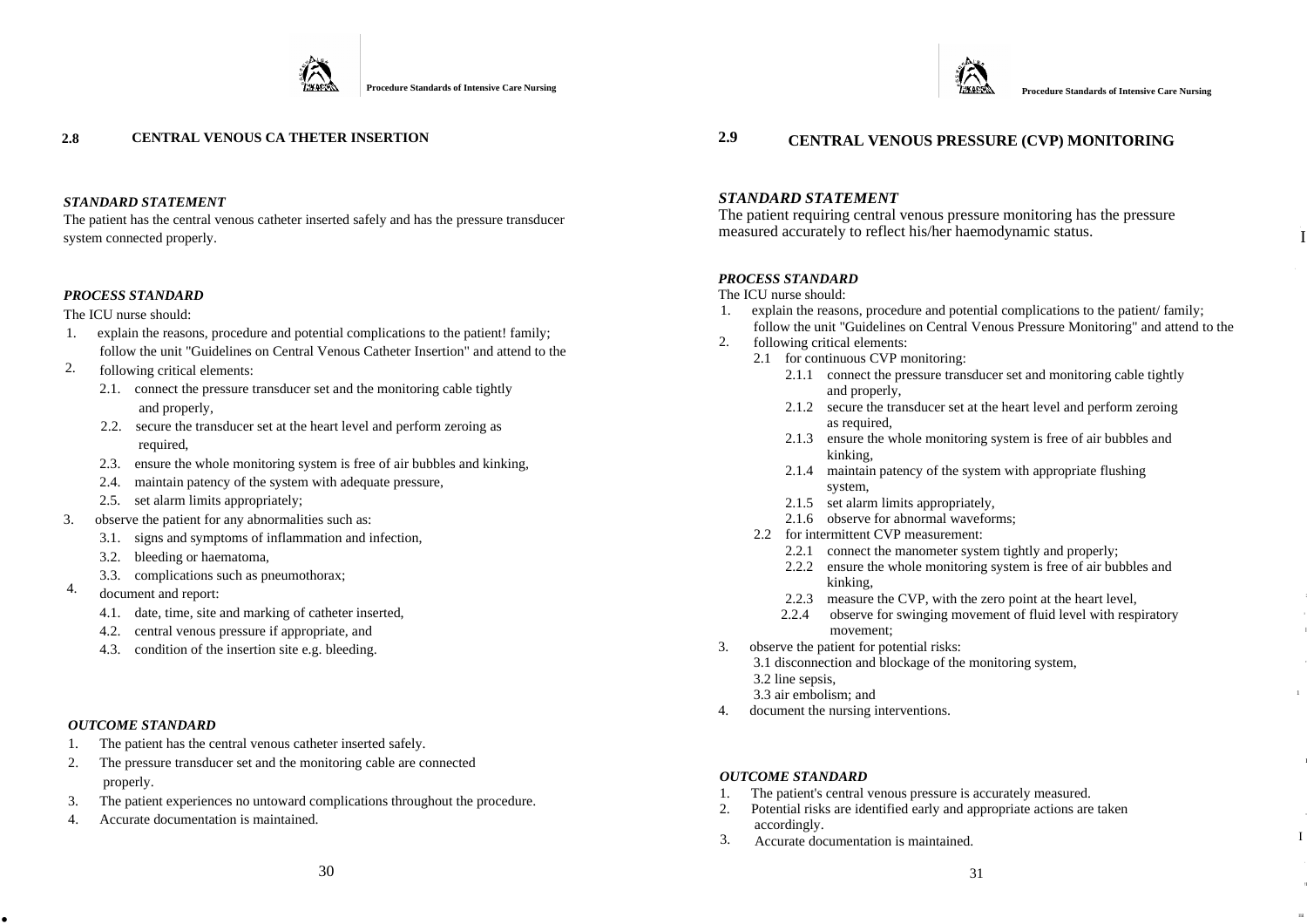## 2.8 CENTRAL VENOUS CA THETER INSERTION

***STANDARD STATEMENT***

The patient has the central venous catheter inserted safely and has the pressure transducer system connected properly.

***PROCESS STANDARD***

The ICU nurse should:

1. explain the reasons, procedure and potential complications to the patient! family;
2. follow the unit "Guidelines on Central Venous Catheter Insertion" and attend to the following critical elements:
   - 2.1. connect the pressure transducer set and the monitoring cable tightly and properly,
   - 2.2. secure the transducer set at the heart level and perform zeroing as required,
   - 2.3. ensure the whole monitoring system is free of air bubbles and kinking,
   - 2.4. maintain patency of the system with adequate pressure,
   - 2.5. set alarm limits appropriately;
3. observe the patient for any abnormalities such as:
   - 3.1. signs and symptoms of inflammation and infection,
   - 3.2. bleeding or haematoma,
   - 3.3. complications such as pneumothorax;
4. document and report:
   - 4.1. date, time, site and marking of catheter inserted,
   - 4.2. central venous pressure if appropriate, and
   - 4.3. condition of the insertion site e.g. bleeding.

***OUTCOME STANDARD***

1. The patient has the central venous catheter inserted safely.
2. The pressure transducer set and the monitoring cable are connected properly.
3. The patient experiences no untoward complications throughout the procedure.
4. Accurate documentation is maintained.

## 2.9 CENTRAL VENOUS PRESSURE (CVP) MONITORING

***STANDARD STATEMENT***

The patient requiring central venous pressure monitoring has the pressure measured accurately to reflect his/her haemodynamic status.

***PROCESS STANDARD***

The ICU nurse should:

1. explain the reasons, procedure and potential complications to the patient/ family;
2. follow the unit "Guidelines on Central Venous Pressure Monitoring" and attend to the following critical elements:
   - 2.1 for continuous CVP monitoring:
     - 2.1.1 connect the pressure transducer set and monitoring cable tightly and properly,
     - 2.1.2 secure the transducer set at the heart level and perform zeroing as required,
     - 2.1.3 ensure the whole monitoring system is free of air bubbles and kinking,
     - 2.1.4 maintain patency of the system with appropriate flushing system,
     - 2.1.5 set alarm limits appropriately,
     - 2.1.6 observe for abnormal waveforms;
   - 2.2 for intermittent CVP measurement:
     - 2.2.1 connect the manometer system tightly and properly;
     - 2.2.2 ensure the whole monitoring system is free of air bubbles and kinking,
     - 2.2.3 measure the CVP, with the zero point at the heart level,
     - 2.2.4 observe for swinging movement of fluid level with respiratory movement;
3. observe the patient for potential risks:
   - 3.1 disconnection and blockage of the monitoring system,
   - 3.2 line sepsis,
   - 3.3 air embolism; and
4. document the nursing interventions.

***OUTCOME STANDARD***

1. The patient's central venous pressure is accurately measured.
2. Potential risks are identified early and appropriate actions are taken accordingly.
3. Accurate documentation is maintained.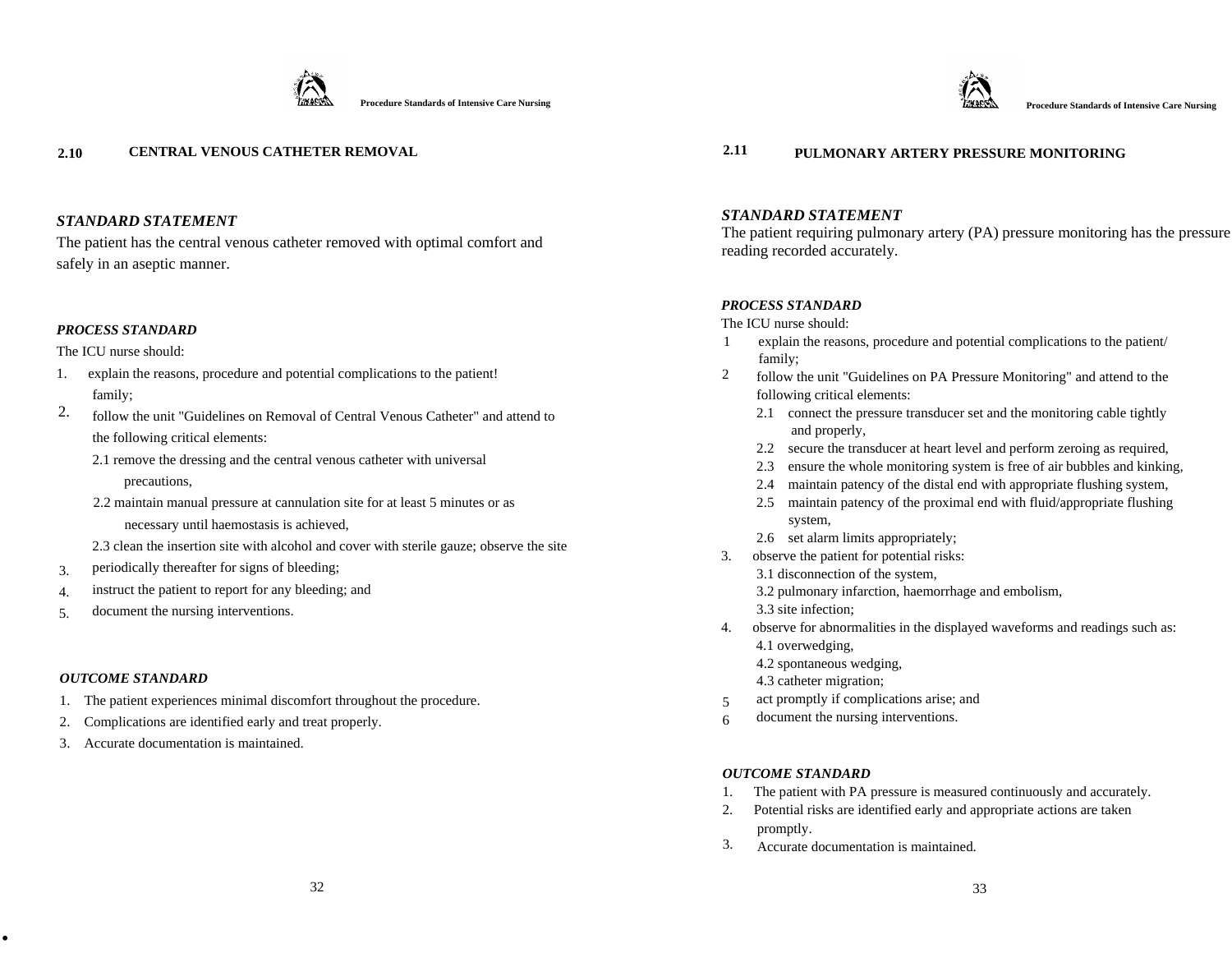## 2.10 CENTRAL VENOUS CATHETER REMOVAL

***STANDARD STATEMENT***

The patient has the central venous catheter removed with optimal comfort and safely in an aseptic manner.

***PROCESS STANDARD***

The ICU nurse should:

1. explain the reasons, procedure and potential complications to the patient! family;
2. follow the unit "Guidelines on Removal of Central Venous Catheter" and attend to the following critical elements:
   - 2.1 remove the dressing and the central venous catheter with universal precautions,
   - 2.2 maintain manual pressure at cannulation site for at least 5 minutes or as necessary until haemostasis is achieved,
   - 2.3 clean the insertion site with alcohol and cover with sterile gauze; observe the site periodically thereafter for signs of bleeding;
3. instruct the patient to report for any bleeding; and
4. document the nursing interventions.

***OUTCOME STANDARD***

1. The patient experiences minimal discomfort throughout the procedure.
2. Complications are identified early and treat properly.
3. Accurate documentation is maintained.

## 2.11 PULMONARY ARTERY PRESSURE MONITORING

***STANDARD STATEMENT***

The patient requiring pulmonary artery (PA) pressure monitoring has the pressure reading recorded accurately.

***PROCESS STANDARD***

The ICU nurse should:

1. explain the reasons, procedure and potential complications to the patient/ family;
2. follow the unit "Guidelines on PA Pressure Monitoring" and attend to the following critical elements:
   - 2.1 connect the pressure transducer set and the monitoring cable tightly and properly,
   - 2.2 secure the transducer at heart level and perform zeroing as required,
   - 2.3 ensure the whole monitoring system is free of air bubbles and kinking,
   - 2.4 maintain patency of the distal end with appropriate flushing system,
   - 2.5 maintain patency of the proximal end with fluid/appropriate flushing system,
   - 2.6 set alarm limits appropriately;
3. observe the patient for potential risks:
   - 3.1 disconnection of the system,
   - 3.2 pulmonary infarction, haemorrhage and embolism,
   - 3.3 site infection;
4. observe for abnormalities in the displayed waveforms and readings such as:
   - 4.1 overwedging,
   - 4.2 spontaneous wedging,
   - 4.3 catheter migration;
5. act promptly if complications arise; and
6. document the nursing interventions.

***OUTCOME STANDARD***

1. The patient with PA pressure is measured continuously and accurately.
2. Potential risks are identified early and appropriate actions are taken promptly.
3. Accurate documentation is maintained.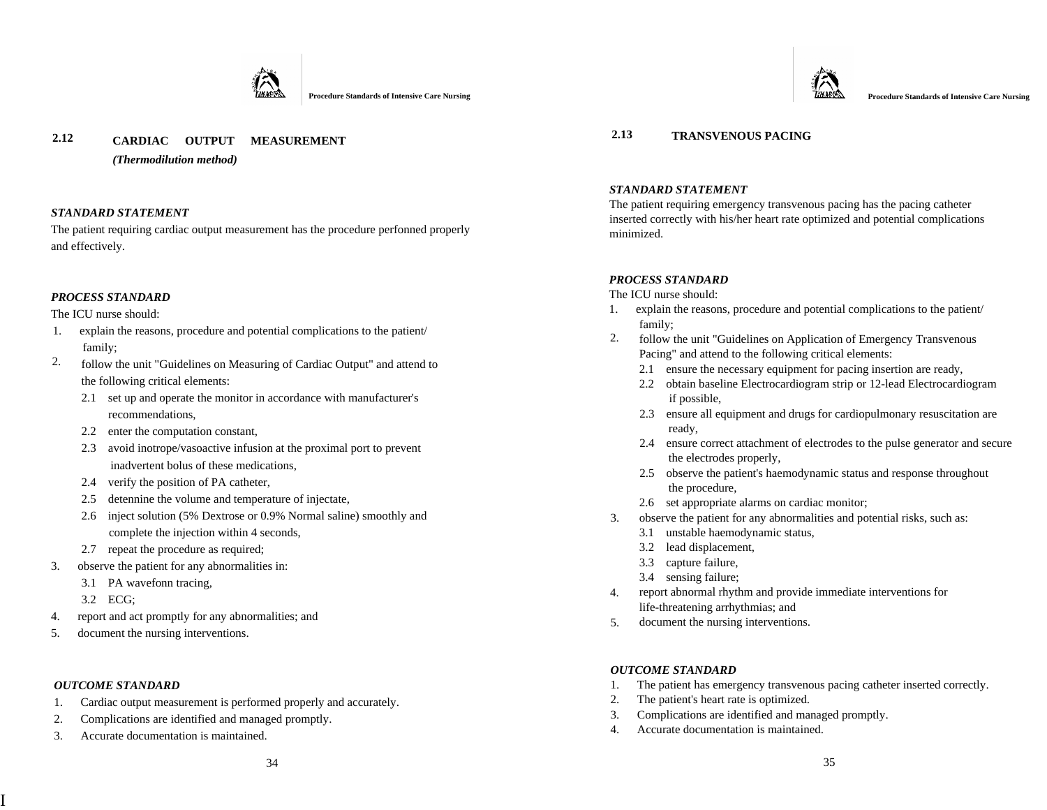## 2.12 CARDIAC OUTPUT MEASUREMENT

***(Thermodilution method)***

***STANDARD STATEMENT***

The patient requiring cardiac output measurement has the procedure perfonned properly and effectively.

***PROCESS STANDARD***

The ICU nurse should:

1. explain the reasons, procedure and potential complications to the patient/ family;
2. follow the unit "Guidelines on Measuring of Cardiac Output" and attend to the following critical elements:
   - 2.1 set up and operate the monitor in accordance with manufacturer's recommendations,
   - 2.2 enter the computation constant,
   - 2.3 avoid inotrope/vasoactive infusion at the proximal port to prevent inadvertent bolus of these medications,
   - 2.4 verify the position of PA catheter,
   - 2.5 detennine the volume and temperature of injectate,
   - 2.6 inject solution (5% Dextrose or 0.9% Normal saline) smoothly and complete the injection within 4 seconds,
   - 2.7 repeat the procedure as required;
3. observe the patient for any abnormalities in:
   - 3.1 PA wavefonn tracing,
   - 3.2 ECG;
4. report and act promptly for any abnormalities; and
5. document the nursing interventions.

***OUTCOME STANDARD***

1. Cardiac output measurement is performed properly and accurately.
2. Complications are identified and managed promptly.
3. Accurate documentation is maintained.

## 2.13 TRANSVENOUS PACING

***STANDARD STATEMENT***

The patient requiring emergency transvenous pacing has the pacing catheter inserted correctly with his/her heart rate optimized and potential complications minimized.

***PROCESS STANDARD***

The ICU nurse should:

1. explain the reasons, procedure and potential complications to the patient/ family;
2. follow the unit "Guidelines on Application of Emergency Transvenous Pacing" and attend to the following critical elements:
   - 2.1 ensure the necessary equipment for pacing insertion are ready,
   - 2.2 obtain baseline Electrocardiogram strip or 12-lead Electrocardiogram if possible,
   - 2.3 ensure all equipment and drugs for cardiopulmonary resuscitation are ready,
   - 2.4 ensure correct attachment of electrodes to the pulse generator and secure the electrodes properly,
   - 2.5 observe the patient's haemodynamic status and response throughout the procedure,
   - 2.6 set appropriate alarms on cardiac monitor;
3. observe the patient for any abnormalities and potential risks, such as:
   - 3.1 unstable haemodynamic status,
   - 3.2 lead displacement,
   - 3.3 capture failure,
   - 3.4 sensing failure;
4. report abnormal rhythm and provide immediate interventions for life-threatening arrhythmias; and
5. document the nursing interventions.

***OUTCOME STANDARD***

1. The patient has emergency transvenous pacing catheter inserted correctly.
2. The patient's heart rate is optimized.
3. Complications are identified and managed promptly.
4. Accurate documentation is maintained.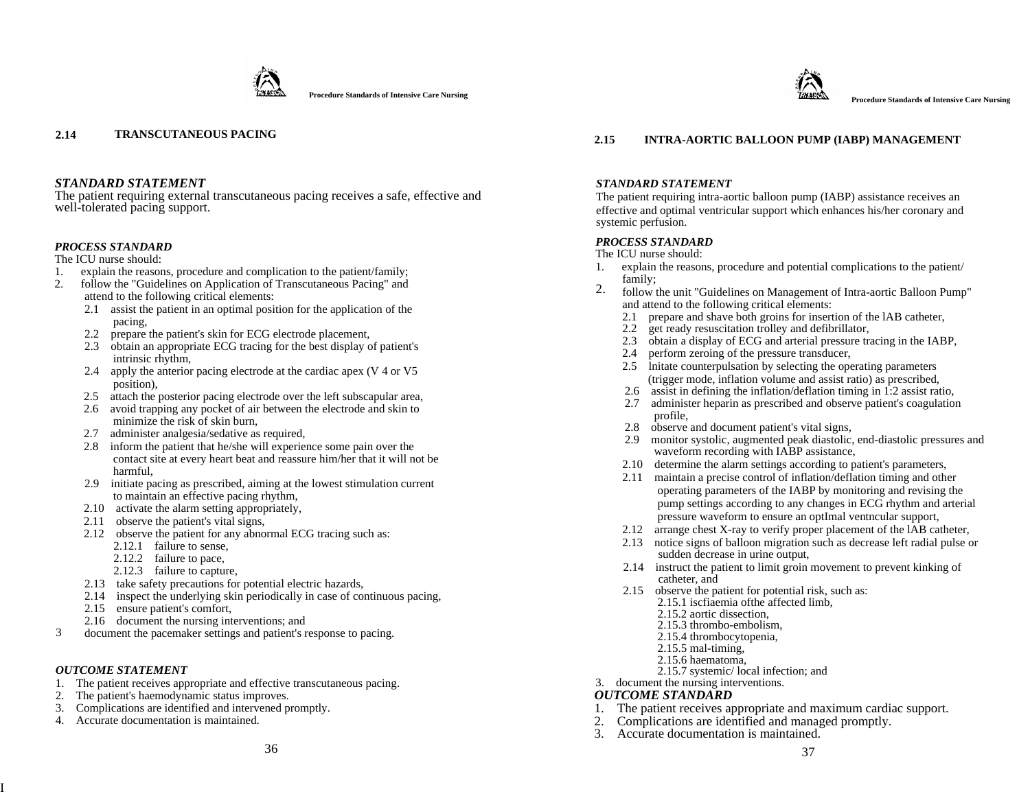## 2.14 TRANSCUTANEOUS PACING

***STANDARD STATEMENT***

The patient requiring external transcutaneous pacing receives a safe, effective and well-tolerated pacing support.

***PROCESS STANDARD***

The ICU nurse should:

1. explain the reasons, procedure and complication to the patient/family;
2. follow the "Guidelines on Application of Transcutaneous Pacing" and attend to the following critical elements:
   - 2.1 assist the patient in an optimal position for the application of the pacing,
   - 2.2 prepare the patient's skin for ECG electrode placement,
   - 2.3 obtain an appropriate ECG tracing for the best display of patient's intrinsic rhythm,
   - 2.4 apply the anterior pacing electrode at the cardiac apex (V 4 or V5 position),
   - 2.5 attach the posterior pacing electrode over the left subscapular area,
   - 2.6 avoid trapping any pocket of air between the electrode and skin to minimize the risk of skin burn,
   - 2.7 administer analgesia/sedative as required,
   - 2.8 inform the patient that he/she will experience some pain over the contact site at every heart beat and reassure him/her that it will not be harmful,
   - 2.9 initiate pacing as prescribed, aiming at the lowest stimulation current to maintain an effective pacing rhythm,
   - 2.10 activate the alarm setting appropriately,
   - 2.11 observe the patient's vital signs,
   - 2.12 observe the patient for any abnormal ECG tracing such as:
     - 2.12.1 failure to sense,
     - 2.12.2 failure to pace,
     - 2.12.3 failure to capture,
   - 2.13 take safety precautions for potential electric hazards,
   - 2.14 inspect the underlying skin periodically in case of continuous pacing,
   - 2.15 ensure patient's comfort,
   - 2.16 document the nursing interventions; and
3. document the pacemaker settings and patient's response to pacing.

***OUTCOME STATEMENT***

1. The patient receives appropriate and effective transcutaneous pacing.
2. The patient's haemodynamic status improves.
3. Complications are identified and intervened promptly.
4. Accurate documentation is maintained.

## 2.15 INTRA-AORTIC BALLOON PUMP (IABP) MANAGEMENT

***STANDARD STATEMENT***

The patient requiring intra-aortic balloon pump (IABP) assistance receives an effective and optimal ventricular support which enhances his/her coronary and systemic perfusion.

***PROCESS STANDARD***

The ICU nurse should:

1. explain the reasons, procedure and potential complications to the patient/ family;
2. follow the unit "Guidelines on Management of Intra-aortic Balloon Pump" and attend to the following critical elements:
   - 2.1 prepare and shave both groins for insertion of the lAB catheter,
   - 2.2 get ready resuscitation trolley and defibrillator,
   - 2.3 obtain a display of ECG and arterial pressure tracing in the IABP,
   - 2.4 perform zeroing of the pressure transducer,
   - 2.5 lnitate counterpulsation by selecting the operating parameters (trigger mode, inflation volume and assist ratio) as prescribed,
   - 2.6 assist in defining the inflation/deflation timing in 1:2 assist ratio,
   - 2.7 administer heparin as prescribed and observe patient's coagulation profile,
   - 2.8 observe and document patient's vital signs,
   - 2.9 monitor systolic, augmented peak diastolic, end-diastolic pressures and waveform recording with IABP assistance,
   - 2.10 determine the alarm settings according to patient's parameters,
   - 2.11 maintain a precise control of inflation/deflation timing and other operating parameters of the IABP by monitoring and revising the pump settings according to any changes in ECG rhythm and arterial pressure waveform to ensure an optImal ventncular support,
   - 2.12 arrange chest X-ray to verify proper placement of the lAB catheter,
   - 2.13 notice signs of balloon migration such as decrease left radial pulse or sudden decrease in urine output,
   - 2.14 instruct the patient to limit groin movement to prevent kinking of catheter, and
   - 2.15 observe the patient for potential risk, such as:
     - 2.15.1 iscfiaemia ofthe affected limb,
     - 2.15.2 aortic dissection,
     - 2.15.3 thrombo-embolism,
     - 2.15.4 thrombocytopenia,
     - 2.15.5 mal-timing,
     - 2.15.6 haematoma,
     - 2.15.7 systemic/ local infection; and
3. document the nursing interventions.

***OUTCOME STANDARD***

1. The patient receives appropriate and maximum cardiac support.
2. Complications are identified and managed promptly.
3. Accurate documentation is maintained.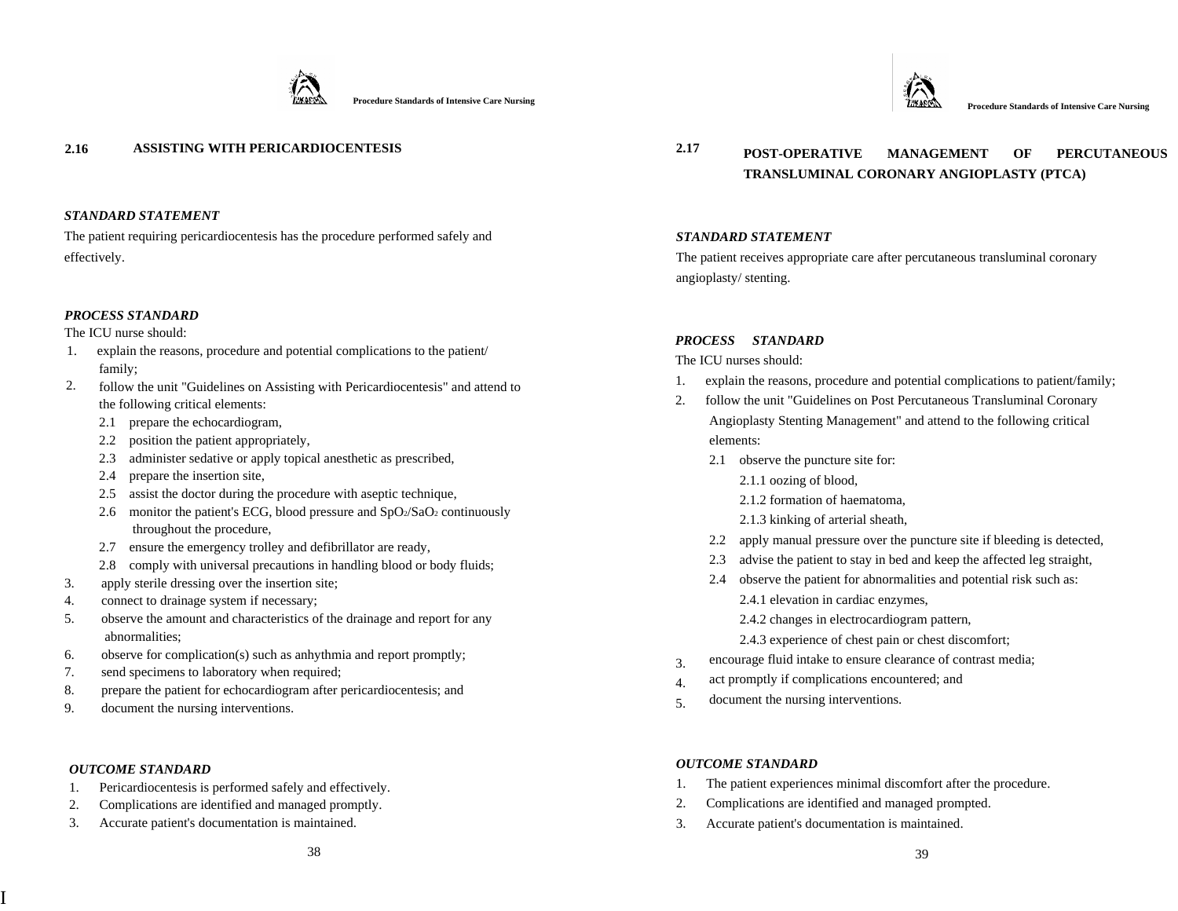## 2.16 ASSISTING WITH PERICARDIOCENTESIS

***STANDARD STATEMENT***

The patient requiring pericardiocentesis has the procedure performed safely and effectively.

***PROCESS STANDARD***

The ICU nurse should:

1. explain the reasons, procedure and potential complications to the patient/ family;
2. follow the unit "Guidelines on Assisting with Pericardiocentesis" and attend to the following critical elements:
   - 2.1 prepare the echocardiogram,
   - 2.2 position the patient appropriately,
   - 2.3 administer sedative or apply topical anesthetic as prescribed,
   - 2.4 prepare the insertion site,
   - 2.5 assist the doctor during the procedure with aseptic technique,
   - 2.6 monitor the patient's ECG, blood pressure and $SpO_2$/$SaO_2$ continuously throughout the procedure,
   - 2.7 ensure the emergency trolley and defibrillator are ready,
   - 2.8 comply with universal precautions in handling blood or body fluids;
3. apply sterile dressing over the insertion site;
4. connect to drainage system if necessary;
5. observe the amount and characteristics of the drainage and report for any abnormalities;
6. observe for complication(s) such as anhythmia and report promptly;
7. send specimens to laboratory when required;
8. prepare the patient for echocardiogram after pericardiocentesis; and
9. document the nursing interventions.

***OUTCOME STANDARD***

1. Pericardiocentesis is performed safely and effectively.
2. Complications are identified and managed promptly.
3. Accurate patient's documentation is maintained.

## 2.17 POST-OPERATIVE MANAGEMENT OF PERCUTANEOUS TRANSLUMINAL CORONARY ANGIOPLASTY (PTCA)

***STANDARD STATEMENT***

The patient receives appropriate care after percutaneous transluminal coronary angioplasty/ stenting.

***PROCESS STANDARD***

The ICU nurses should:

1. explain the reasons, procedure and potential complications to patient/family;
2. follow the unit "Guidelines on Post Percutaneous Transluminal Coronary Angioplasty Stenting Management" and attend to the following critical elements:
   - 2.1 observe the puncture site for:
     - 2.1.1 oozing of blood,
     - 2.1.2 formation of haematoma,
     - 2.1.3 kinking of arterial sheath,
   - 2.2 apply manual pressure over the puncture site if bleeding is detected,
   - 2.3 advise the patient to stay in bed and keep the affected leg straight,
   - 2.4 observe the patient for abnormalities and potential risk such as:
     - 2.4.1 elevation in cardiac enzymes,
     - 2.4.2 changes in electrocardiogram pattern,
     - 2.4.3 experience of chest pain or chest discomfort;
3. encourage fluid intake to ensure clearance of contrast media;
4. act promptly if complications encountered; and
5. document the nursing interventions.

***OUTCOME STANDARD***

1. The patient experiences minimal discomfort after the procedure.
2. Complications are identified and managed prompted.
3. Accurate patient's documentation is maintained.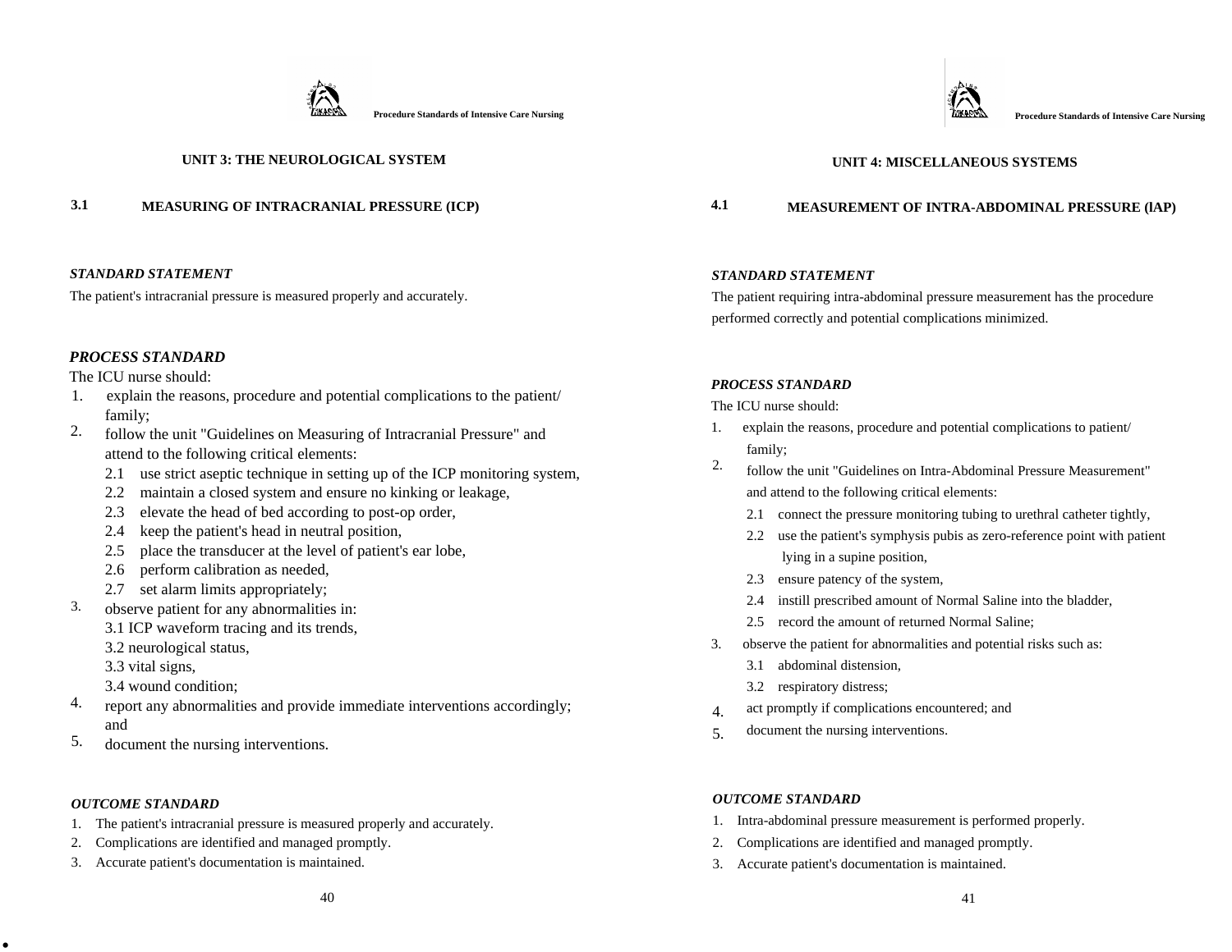## UNIT 3: THE NEUROLOGICAL SYSTEM

### 3.1 MEASURING OF INTRACRANIAL PRESSURE (ICP)

***STANDARD STATEMENT***

The patient's intracranial pressure is measured properly and accurately.

***PROCESS STANDARD***

The ICU nurse should:

1. explain the reasons, procedure and potential complications to the patient/ family;
2. follow the unit "Guidelines on Measuring of Intracranial Pressure" and attend to the following critical elements:
   - 2.1 use strict aseptic technique in setting up of the ICP monitoring system,
   - 2.2 maintain a closed system and ensure no kinking or leakage,
   - 2.3 elevate the head of bed according to post-op order,
   - 2.4 keep the patient's head in neutral position,
   - 2.5 place the transducer at the level of patient's ear lobe,
   - 2.6 perform calibration as needed,
   - 2.7 set alarm limits appropriately;
3. observe patient for any abnormalities in:
   - 3.1 ICP waveform tracing and its trends,
   - 3.2 neurological status,
   - 3.3 vital signs,
   - 3.4 wound condition;
4. report any abnormalities and provide immediate interventions accordingly; and
5. document the nursing interventions.

***OUTCOME STANDARD***

1. The patient's intracranial pressure is measured properly and accurately.
2. Complications are identified and managed promptly.
3. Accurate patient's documentation is maintained.

## UNIT 4: MISCELLANEOUS SYSTEMS

### 4.1 MEASUREMENT OF INTRA-ABDOMINAL PRESSURE (IAP)

***STANDARD STATEMENT***

The patient requiring intra-abdominal pressure measurement has the procedure performed correctly and potential complications minimized.

***PROCESS STANDARD***

The ICU nurse should:

1. explain the reasons, procedure and potential complications to patient/ family;
2. follow the unit "Guidelines on Intra-Abdominal Pressure Measurement" and attend to the following critical elements:
   - 2.1 connect the pressure monitoring tubing to urethral catheter tightly,
   - 2.2 use the patient's symphysis pubis as zero-reference point with patient lying in a supine position,
   - 2.3 ensure patency of the system,
   - 2.4 instill prescribed amount of Normal Saline into the bladder,
   - 2.5 record the amount of returned Normal Saline;
3. observe the patient for abnormalities and potential risks such as:
   - 3.1 abdominal distension,
   - 3.2 respiratory distress;
4. act promptly if complications encountered; and
5. document the nursing interventions.

***OUTCOME STANDARD***

1. Intra-abdominal pressure measurement is performed properly.
2. Complications are identified and managed promptly.
3. Accurate patient's documentation is maintained.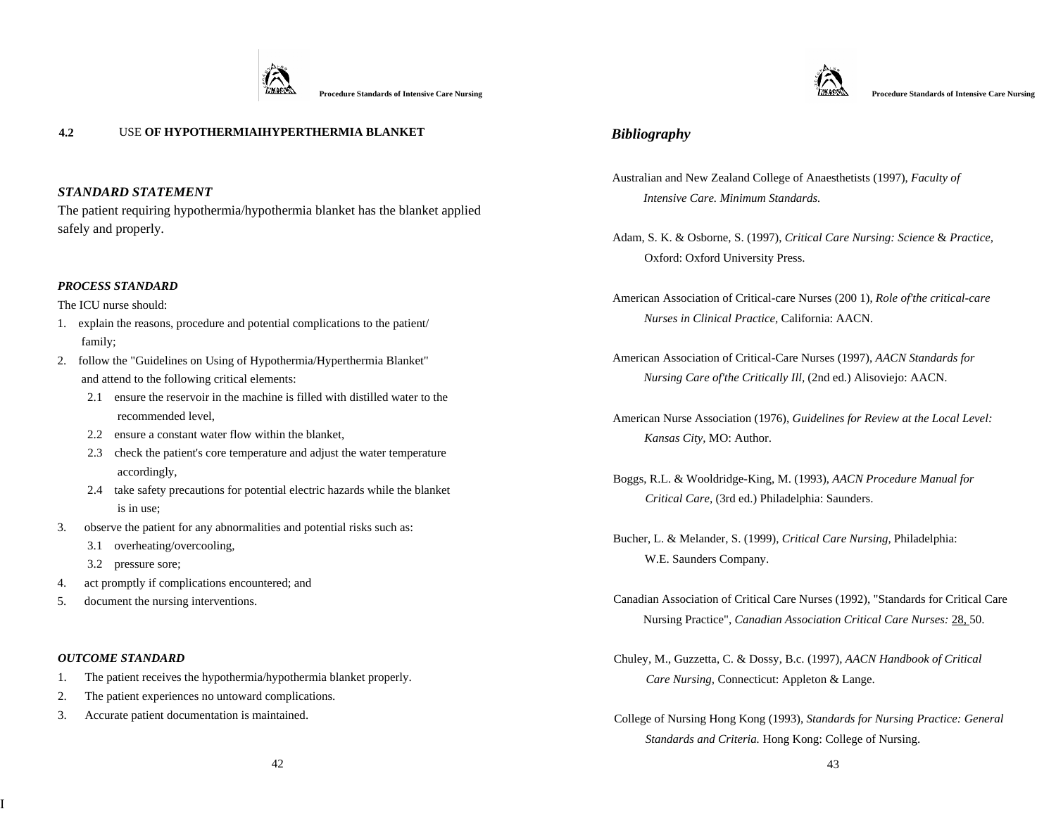## 4.2 USE OF HYPOTHERMIAIHYPERTHERMIA BLANKET

### *STANDARD STATEMENT*

The patient requiring hypothermia/hypothermia blanket has the blanket applied safely and properly.

### *PROCESS STANDARD*

The ICU nurse should:

1. explain the reasons, procedure and potential complications to the patient/ family;
2. follow the "Guidelines on Using of Hypothermia/Hyperthermia Blanket" and attend to the following critical elements:
   - 2.1 ensure the reservoir in the machine is filled with distilled water to the recommended level,
   - 2.2 ensure a constant water flow within the blanket,
   - 2.3 check the patient's core temperature and adjust the water temperature accordingly,
   - 2.4 take safety precautions for potential electric hazards while the blanket is in use;
3. observe the patient for any abnormalities and potential risks such as:
   - 3.1 overheating/overcooling,
   - 3.2 pressure sore;
4. act promptly if complications encountered; and
5. document the nursing interventions.

### *OUTCOME STANDARD*

1. The patient receives the hypothermia/hypothermia blanket properly.
2. The patient experiences no untoward complications.
3. Accurate patient documentation is maintained.

## *Bibliography*

Australian and New Zealand College of Anaesthetists (1997), *Faculty of Intensive Care. Minimum Standards.*

Adam, S. K. & Osborne, S. (1997), *Critical Care Nursing: Science* & *Practice,* Oxford: Oxford University Press.

American Association of Critical-care Nurses (200 1), *Role of'the critical-care Nurses in Clinical Practice,* California: AACN.

American Association of Critical-Care Nurses (1997), *AACN Standards for Nursing Care of'the Critically Ill,* (2nd ed.) Alisoviejo: AACN.

American Nurse Association (1976), *Guidelines for Review at the Local Level: Kansas City,* MO: Author.

Boggs, R.L. & Wooldridge-King, M. (1993), *AACN Procedure Manual for Critical Care,* (3rd ed.) Philadelphia: Saunders.

Bucher, L. & Melander, S. (1999), *Critical Care Nursing,* Philadelphia: W.E. Saunders Company.

Canadian Association of Critical Care Nurses (1992), "Standards for Critical Care Nursing Practice", *Canadian Association Critical Care Nurses:* 28, 50.

Chuley, M., Guzzetta, C. & Dossy, B.c. (1997), *AACN Handbook of Critical Care Nursing,* Connecticut: Appleton & Lange.

College of Nursing Hong Kong (1993), *Standards for Nursing Practice: General Standards and Criteria.* Hong Kong: College of Nursing.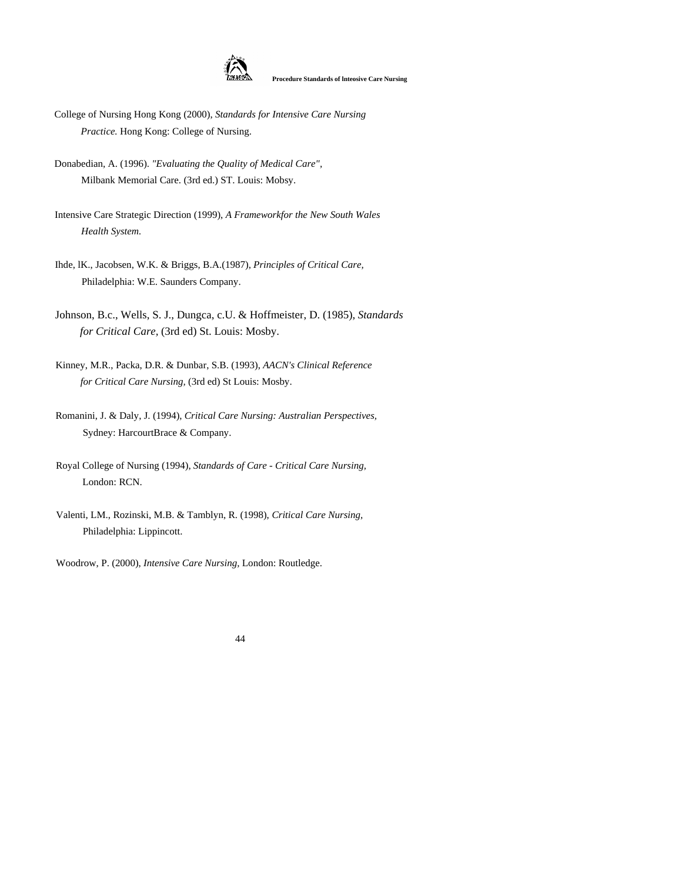College of Nursing Hong Kong (2000), *Standards for Intensive Care Nursing Practice.* Hong Kong: College of Nursing.

Donabedian, A. (1996). *"Evaluating the Quality of Medical Care"*, Milbank Memorial Care. (3rd ed.) ST. Louis: Mobsy.

Intensive Care Strategic Direction (1999), *A Frameworkfor the New South Wales Health System.*

Ihde, lK., Jacobsen, W.K. & Briggs, B.A.(1987), *Principles of Critical Care,* Philadelphia: W.E. Saunders Company.

Johnson, B.c., Wells, S. J., Dungca, c.U. & Hoffmeister, D. (1985), *Standards for Critical Care,* (3rd ed) St. Louis: Mosby.

Kinney, M.R., Packa, D.R. & Dunbar, S.B. (1993), *AACN's Clinical Reference for Critical Care Nursing,* (3rd ed) St Louis: Mosby.

Romanini, J. & Daly, J. (1994), *Critical Care Nursing: Australian Perspectives,* Sydney: HarcourtBrace & Company.

Royal College of Nursing (1994), *Standards of Care - Critical Care Nursing,* London: RCN.

Valenti, LM., Rozinski, M.B. & Tamblyn, R. (1998), *Critical Care Nursing,* Philadelphia: Lippincott.

Woodrow, P. (2000), *Intensive Care Nursing,* London: Routledge.